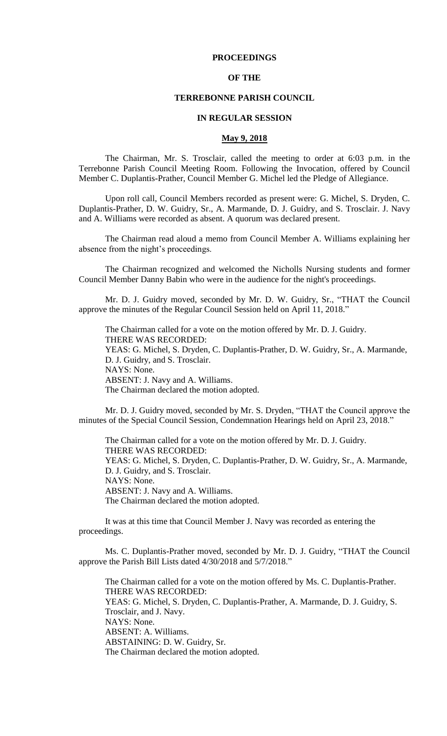# PROCEEDINGS

# OF THE

# TERREBONNE PARISH COUNCIL

# IN REGULAR SESSION

## May 9, 2018

The Chairman, Mr. S. Trosclair, called the meeting to order at 6:03 p.m. in the Terrebonne Parish Council Meeting Room. Following the Invocation, offered by Council Member C. Duplantis-Prather, Council Member G. Michel led the Pledge of Allegiance.

Upon roll call, Council Members recorded as present were: G. Michel, S. Dryden, C. Duplantis-Prather, D. W. Guidry, Sr., A. Marmande, D. J. Guidry, and S. Trosclair. J. Navy and A. Williams were recorded as absent. A quorum was declared present.

The Chairman read aloud a memo from Council Member A. Williams explaining her absence from the night's proceedings.

The Chairman recognized and welcomed the Nicholls Nursing students and former Council Member Danny Babin who were in the audience for the night's proceedings.

Mr. D. J. Guidry moved, seconded by Mr. D. W. Guidry, Sr., "THAT the Council approve the minutes of the Regular Council Session held on April 11, 2018."

The Chairman called for a vote on the motion offered by Mr. D. J. Guidry.
THERE WAS RECORDED:
YEAS: G. Michel, S. Dryden, C. Duplantis-Prather, D. W. Guidry, Sr., A. Marmande, D. J. Guidry, and S. Trosclair.
NAYS: None.
ABSENT: J. Navy and A. Williams.
The Chairman declared the motion adopted.

Mr. D. J. Guidry moved, seconded by Mr. S. Dryden, "THAT the Council approve the minutes of the Special Council Session, Condemnation Hearings held on April 23, 2018."

The Chairman called for a vote on the motion offered by Mr. D. J. Guidry.
THERE WAS RECORDED:
YEAS: G. Michel, S. Dryden, C. Duplantis-Prather, D. W. Guidry, Sr., A. Marmande, D. J. Guidry, and S. Trosclair.
NAYS: None.
ABSENT: J. Navy and A. Williams.
The Chairman declared the motion adopted.

It was at this time that Council Member J. Navy was recorded as entering the proceedings.

Ms. C. Duplantis-Prather moved, seconded by Mr. D. J. Guidry, "THAT the Council approve the Parish Bill Lists dated 4/30/2018 and 5/7/2018."

The Chairman called for a vote on the motion offered by Ms. C. Duplantis-Prather.
THERE WAS RECORDED:
YEAS: G. Michel, S. Dryden, C. Duplantis-Prather, A. Marmande, D. J. Guidry, S. Trosclair, and J. Navy.
NAYS: None.
ABSENT: A. Williams.
ABSTAINING: D. W. Guidry, Sr.
The Chairman declared the motion adopted.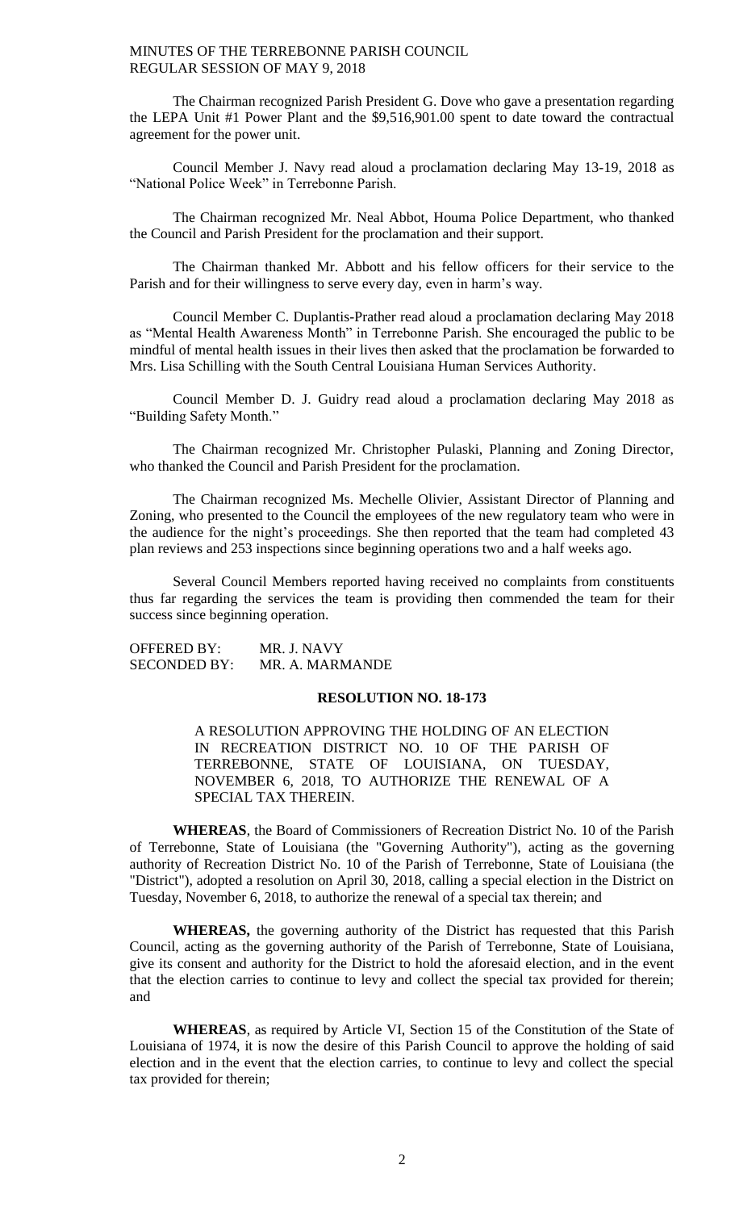The Chairman recognized Parish President G. Dove who gave a presentation regarding the LEPA Unit #1 Power Plant and the $9,516,901.00 spent to date toward the contractual agreement for the power unit.

Council Member J. Navy read aloud a proclamation declaring May 13-19, 2018 as "National Police Week" in Terrebonne Parish.

The Chairman recognized Mr. Neal Abbot, Houma Police Department, who thanked the Council and Parish President for the proclamation and their support.

The Chairman thanked Mr. Abbott and his fellow officers for their service to the Parish and for their willingness to serve every day, even in harm's way.

Council Member C. Duplantis-Prather read aloud a proclamation declaring May 2018 as "Mental Health Awareness Month" in Terrebonne Parish. She encouraged the public to be mindful of mental health issues in their lives then asked that the proclamation be forwarded to Mrs. Lisa Schilling with the South Central Louisiana Human Services Authority.

Council Member D. J. Guidry read aloud a proclamation declaring May 2018 as "Building Safety Month."

The Chairman recognized Mr. Christopher Pulaski, Planning and Zoning Director, who thanked the Council and Parish President for the proclamation.

The Chairman recognized Ms. Mechelle Olivier, Assistant Director of Planning and Zoning, who presented to the Council the employees of the new regulatory team who were in the audience for the night's proceedings. She then reported that the team had completed 43 plan reviews and 253 inspections since beginning operations two and a half weeks ago.

Several Council Members reported having received no complaints from constituents thus far regarding the services the team is providing then commended the team for their success since beginning operation.

OFFERED BY: MR. J. NAVY
SECONDED BY: MR. A. MARMANDE

**RESOLUTION NO. 18-173**

A RESOLUTION APPROVING THE HOLDING OF AN ELECTION IN RECREATION DISTRICT NO. 10 OF THE PARISH OF TERREBONNE, STATE OF LOUISIANA, ON TUESDAY, NOVEMBER 6, 2018, TO AUTHORIZE THE RENEWAL OF A SPECIAL TAX THEREIN.

**WHEREAS**, the Board of Commissioners of Recreation District No. 10 of the Parish of Terrebonne, State of Louisiana (the "Governing Authority"), acting as the governing authority of Recreation District No. 10 of the Parish of Terrebonne, State of Louisiana (the "District"), adopted a resolution on April 30, 2018, calling a special election in the District on Tuesday, November 6, 2018, to authorize the renewal of a special tax therein; and

**WHEREAS,** the governing authority of the District has requested that this Parish Council, acting as the governing authority of the Parish of Terrebonne, State of Louisiana, give its consent and authority for the District to hold the aforesaid election, and in the event that the election carries to continue to levy and collect the special tax provided for therein; and

**WHEREAS**, as required by Article VI, Section 15 of the Constitution of the State of Louisiana of 1974, it is now the desire of this Parish Council to approve the holding of said election and in the event that the election carries, to continue to levy and collect the special tax provided for therein;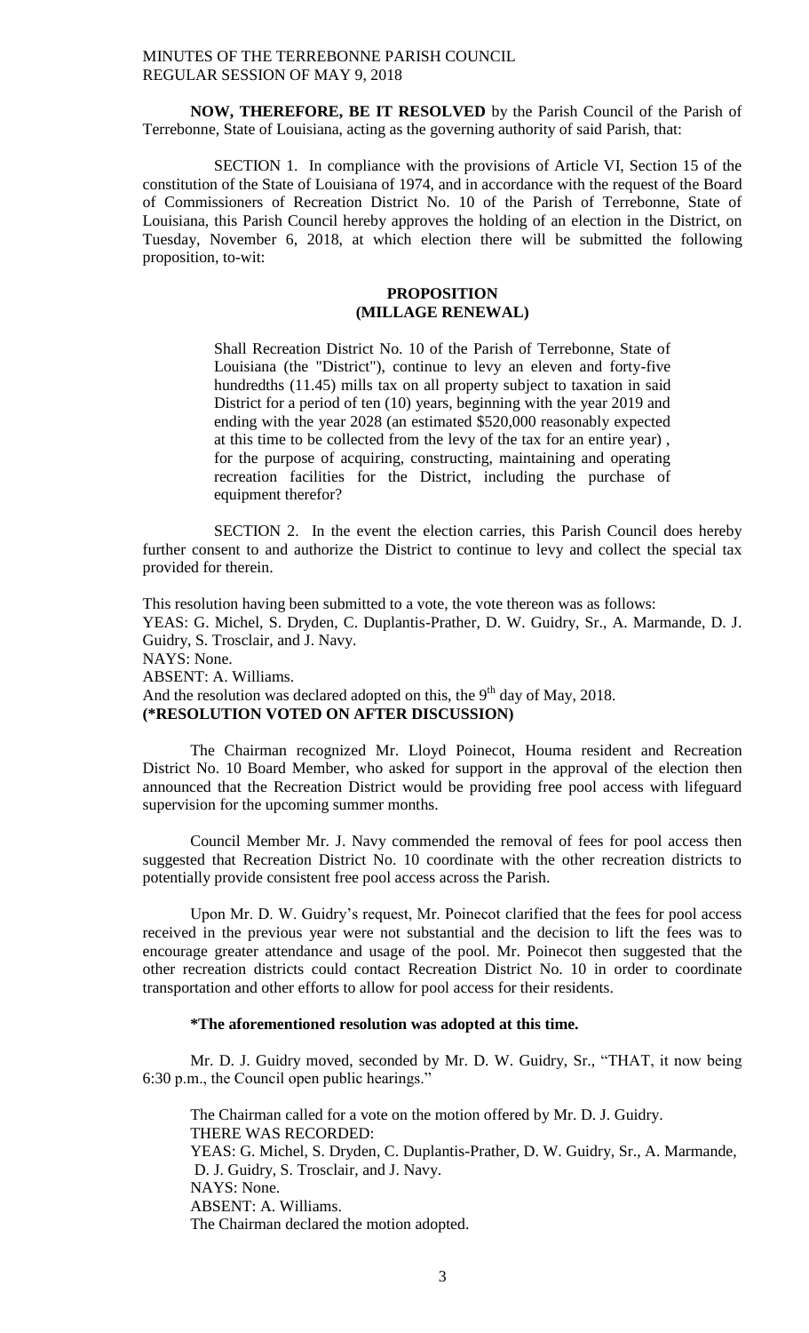**NOW, THEREFORE, BE IT RESOLVED** by the Parish Council of the Parish of Terrebonne, State of Louisiana, acting as the governing authority of said Parish, that:

SECTION 1. In compliance with the provisions of Article VI, Section 15 of the constitution of the State of Louisiana of 1974, and in accordance with the request of the Board of Commissioners of Recreation District No. 10 of the Parish of Terrebonne, State of Louisiana, this Parish Council hereby approves the holding of an election in the District, on Tuesday, November 6, 2018, at which election there will be submitted the following proposition, to-wit:

**PROPOSITION**
**(MILLAGE RENEWAL)**

> Shall Recreation District No. 10 of the Parish of Terrebonne, State of Louisiana (the "District"), continue to levy an eleven and forty-five hundredths (11.45) mills tax on all property subject to taxation in said District for a period of ten (10) years, beginning with the year 2019 and ending with the year 2028 (an estimated $520,000 reasonably expected at this time to be collected from the levy of the tax for an entire year) , for the purpose of acquiring, constructing, maintaining and operating recreation facilities for the District, including the purchase of equipment therefor?

SECTION 2. In the event the election carries, this Parish Council does hereby further consent to and authorize the District to continue to levy and collect the special tax provided for therein.

This resolution having been submitted to a vote, the vote thereon was as follows:
YEAS: G. Michel, S. Dryden, C. Duplantis-Prather, D. W. Guidry, Sr., A. Marmande, D. J. Guidry, S. Trosclair, and J. Navy.
NAYS: None.
ABSENT: A. Williams.
And the resolution was declared adopted on this, the 9th day of May, 2018.
**(*RESOLUTION VOTED ON AFTER DISCUSSION)**

The Chairman recognized Mr. Lloyd Poinecot, Houma resident and Recreation District No. 10 Board Member, who asked for support in the approval of the election then announced that the Recreation District would be providing free pool access with lifeguard supervision for the upcoming summer months.

Council Member Mr. J. Navy commended the removal of fees for pool access then suggested that Recreation District No. 10 coordinate with the other recreation districts to potentially provide consistent free pool access across the Parish.

Upon Mr. D. W. Guidry's request, Mr. Poinecot clarified that the fees for pool access received in the previous year were not substantial and the decision to lift the fees was to encourage greater attendance and usage of the pool. Mr. Poinecot then suggested that the other recreation districts could contact Recreation District No. 10 in order to coordinate transportation and other efforts to allow for pool access for their residents.

**\*The aforementioned resolution was adopted at this time.**

Mr. D. J. Guidry moved, seconded by Mr. D. W. Guidry, Sr., "THAT, it now being 6:30 p.m., the Council open public hearings."

The Chairman called for a vote on the motion offered by Mr. D. J. Guidry.
THERE WAS RECORDED:
YEAS: G. Michel, S. Dryden, C. Duplantis-Prather, D. W. Guidry, Sr., A. Marmande, D. J. Guidry, S. Trosclair, and J. Navy.
NAYS: None.
ABSENT: A. Williams.
The Chairman declared the motion adopted.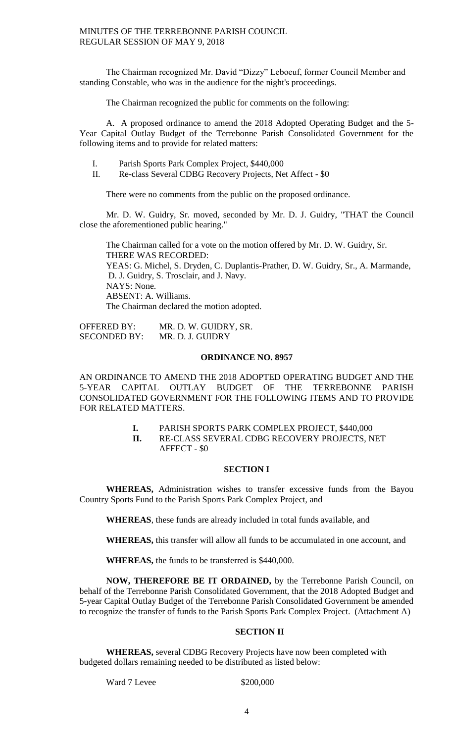The Chairman recognized Mr. David "Dizzy" Leboeuf, former Council Member and standing Constable, who was in the audience for the night's proceedings.

The Chairman recognized the public for comments on the following:

A. A proposed ordinance to amend the 2018 Adopted Operating Budget and the 5-Year Capital Outlay Budget of the Terrebonne Parish Consolidated Government for the following items and to provide for related matters:

I. Parish Sports Park Complex Project, \$440,000
II. Re-class Several CDBG Recovery Projects, Net Affect - \$0

There were no comments from the public on the proposed ordinance.

Mr. D. W. Guidry, Sr. moved, seconded by Mr. D. J. Guidry, "THAT the Council close the aforementioned public hearing."

The Chairman called for a vote on the motion offered by Mr. D. W. Guidry, Sr.
THERE WAS RECORDED:
YEAS: G. Michel, S. Dryden, C. Duplantis-Prather, D. W. Guidry, Sr., A. Marmande, D. J. Guidry, S. Trosclair, and J. Navy.
NAYS: None.
ABSENT: A. Williams.
The Chairman declared the motion adopted.

OFFERED BY: MR. D. W. GUIDRY, SR.
SECONDED BY: MR. D. J. GUIDRY

**ORDINANCE NO. 8957**

AN ORDINANCE TO AMEND THE 2018 ADOPTED OPERATING BUDGET AND THE 5-YEAR CAPITAL OUTLAY BUDGET OF THE TERREBONNE PARISH CONSOLIDATED GOVERNMENT FOR THE FOLLOWING ITEMS AND TO PROVIDE FOR RELATED MATTERS.

**I.** PARISH SPORTS PARK COMPLEX PROJECT, \$440,000
**II.** RE-CLASS SEVERAL CDBG RECOVERY PROJECTS, NET AFFECT - \$0

**SECTION I**

**WHEREAS,** Administration wishes to transfer excessive funds from the Bayou Country Sports Fund to the Parish Sports Park Complex Project, and

**WHEREAS**, these funds are already included in total funds available, and

**WHEREAS,** this transfer will allow all funds to be accumulated in one account, and

**WHEREAS,** the funds to be transferred is \$440,000.

**NOW, THEREFORE BE IT ORDAINED,** by the Terrebonne Parish Council, on behalf of the Terrebonne Parish Consolidated Government, that the 2018 Adopted Budget and 5-year Capital Outlay Budget of the Terrebonne Parish Consolidated Government be amended to recognize the transfer of funds to the Parish Sports Park Complex Project. (Attachment A)

**SECTION II**

**WHEREAS,** several CDBG Recovery Projects have now been completed with budgeted dollars remaining needed to be distributed as listed below:

Ward 7 Levee \$200,000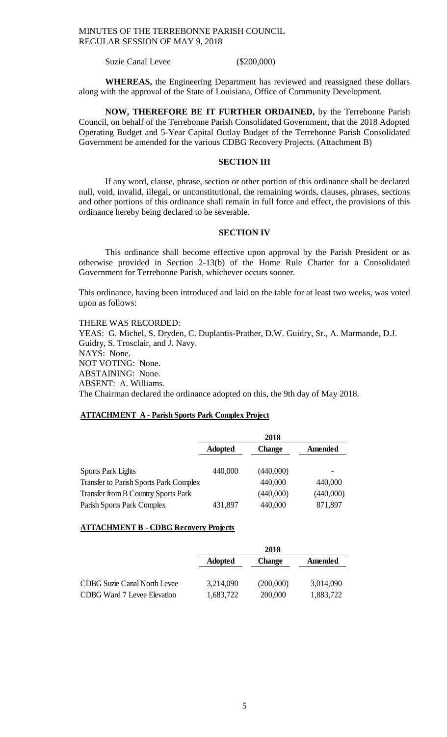Suzie Canal Levee (\$200,000)

**WHEREAS,** the Engineering Department has reviewed and reassigned these dollars along with the approval of the State of Louisiana, Office of Community Development.

**NOW, THEREFORE BE IT FURTHER ORDAINED,** by the Terrebonne Parish Council, on behalf of the Terrebonne Parish Consolidated Government, that the 2018 Adopted Operating Budget and 5-Year Capital Outlay Budget of the Terrebonne Parish Consolidated Government be amended for the various CDBG Recovery Projects. (Attachment B)

## SECTION III

If any word, clause, phrase, section or other portion of this ordinance shall be declared null, void, invalid, illegal, or unconstitutional, the remaining words, clauses, phrases, sections and other portions of this ordinance shall remain in full force and effect, the provisions of this ordinance hereby being declared to be severable.

## SECTION IV

This ordinance shall become effective upon approval by the Parish President or as otherwise provided in Section 2-13(b) of the Home Rule Charter for a Consolidated Government for Terrebonne Parish, whichever occurs sooner.

This ordinance, having been introduced and laid on the table for at least two weeks, was voted upon as follows:

THERE WAS RECORDED:
YEAS: G. Michel, S. Dryden, C. Duplantis-Prather, D.W. Guidry, Sr., A. Marmande, D.J. Guidry, S. Trosclair, and J. Navy.
NAYS: None.
NOT VOTING: None.
ABSTAINING: None.
ABSENT: A. Williams.
The Chairman declared the ordinance adopted on this, the 9th day of May 2018.

**ATTACHMENT A - Parish Sports Park Complex Project**

| | 2018 | | |
|---|---|---|---|
| | **Adopted** | **Change** | **Amended** |
| Sports Park Lights | 440,000 | (440,000) | - |
| Transfer to Parish Sports Park Complex | | 440,000 | 440,000 |
| Transfer from B Country Sports Park | | (440,000) | (440,000) |
| Parish Sports Park Complex | 431,897 | 440,000 | 871,897 |

**ATTACHMENT B - CDBG Recovery Projects**

| | 2018 | | |
|---|---|---|---|
| | **Adopted** | **Change** | **Amended** |
| CDBG Suzie Canal North Levee | 3,214,090 | (200,000) | 3,014,090 |
| CDBG Ward 7 Levee Elevation | 1,683,722 | 200,000 | 1,883,722 |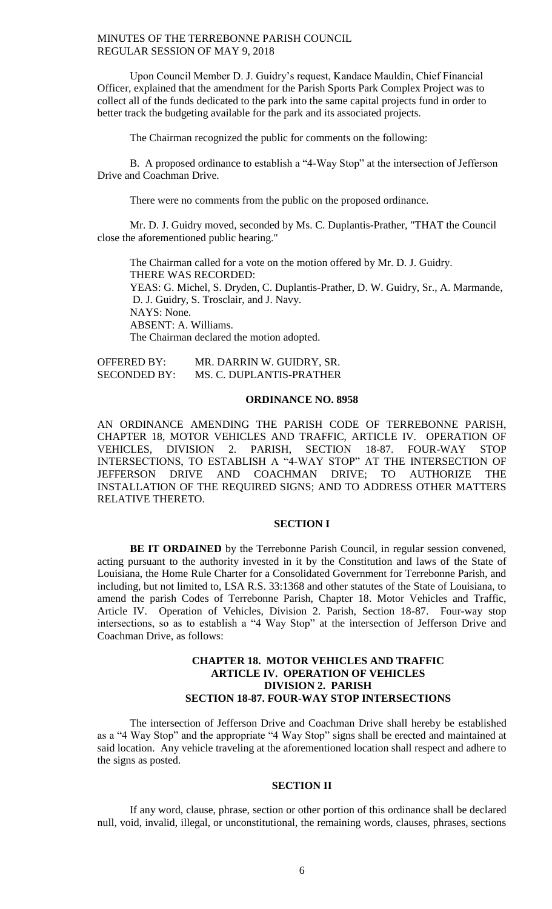Upon Council Member D. J. Guidry's request, Kandace Mauldin, Chief Financial Officer, explained that the amendment for the Parish Sports Park Complex Project was to collect all of the funds dedicated to the park into the same capital projects fund in order to better track the budgeting available for the park and its associated projects.

The Chairman recognized the public for comments on the following:

B. A proposed ordinance to establish a "4-Way Stop" at the intersection of Jefferson Drive and Coachman Drive.

There were no comments from the public on the proposed ordinance.

Mr. D. J. Guidry moved, seconded by Ms. C. Duplantis-Prather, "THAT the Council close the aforementioned public hearing."

The Chairman called for a vote on the motion offered by Mr. D. J. Guidry.
THERE WAS RECORDED:
YEAS: G. Michel, S. Dryden, C. Duplantis-Prather, D. W. Guidry, Sr., A. Marmande, D. J. Guidry, S. Trosclair, and J. Navy.
NAYS: None.
ABSENT: A. Williams.
The Chairman declared the motion adopted.

OFFERED BY: MR. DARRIN W. GUIDRY, SR.
SECONDED BY: MS. C. DUPLANTIS-PRATHER

**ORDINANCE NO. 8958**

AN ORDINANCE AMENDING THE PARISH CODE OF TERREBONNE PARISH, CHAPTER 18, MOTOR VEHICLES AND TRAFFIC, ARTICLE IV. OPERATION OF VEHICLES, DIVISION 2. PARISH, SECTION 18-87. FOUR-WAY STOP INTERSECTIONS, TO ESTABLISH A "4-WAY STOP" AT THE INTERSECTION OF JEFFERSON DRIVE AND COACHMAN DRIVE; TO AUTHORIZE THE INSTALLATION OF THE REQUIRED SIGNS; AND TO ADDRESS OTHER MATTERS RELATIVE THERETO.

**SECTION I**

**BE IT ORDAINED** by the Terrebonne Parish Council, in regular session convened, acting pursuant to the authority invested in it by the Constitution and laws of the State of Louisiana, the Home Rule Charter for a Consolidated Government for Terrebonne Parish, and including, but not limited to, LSA R.S. 33:1368 and other statutes of the State of Louisiana, to amend the parish Codes of Terrebonne Parish, Chapter 18. Motor Vehicles and Traffic, Article IV. Operation of Vehicles, Division 2. Parish, Section 18-87. Four-way stop intersections, so as to establish a "4 Way Stop" at the intersection of Jefferson Drive and Coachman Drive, as follows:

**CHAPTER 18. MOTOR VEHICLES AND TRAFFIC**
**ARTICLE IV. OPERATION OF VEHICLES**
**DIVISION 2. PARISH**
**SECTION 18-87. FOUR-WAY STOP INTERSECTIONS**

The intersection of Jefferson Drive and Coachman Drive shall hereby be established as a "4 Way Stop" and the appropriate "4 Way Stop" signs shall be erected and maintained at said location. Any vehicle traveling at the aforementioned location shall respect and adhere to the signs as posted.

**SECTION II**

If any word, clause, phrase, section or other portion of this ordinance shall be declared null, void, invalid, illegal, or unconstitutional, the remaining words, clauses, phrases, sections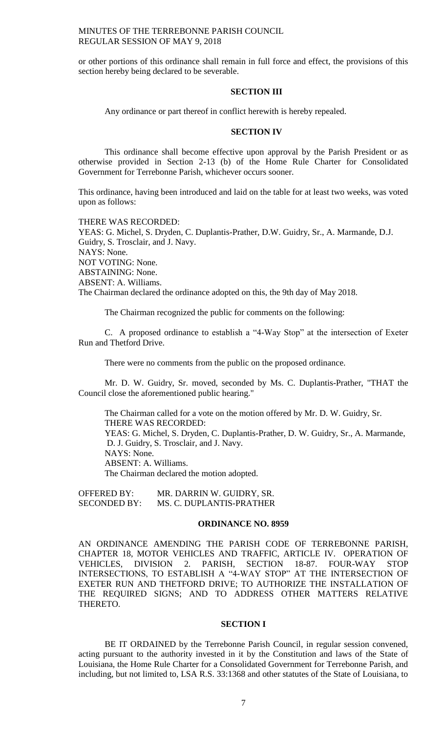or other portions of this ordinance shall remain in full force and effect, the provisions of this section hereby being declared to be severable.

**SECTION III**

Any ordinance or part thereof in conflict herewith is hereby repealed.

**SECTION IV**

This ordinance shall become effective upon approval by the Parish President or as otherwise provided in Section 2-13 (b) of the Home Rule Charter for Consolidated Government for Terrebonne Parish, whichever occurs sooner.

This ordinance, having been introduced and laid on the table for at least two weeks, was voted upon as follows:

THERE WAS RECORDED:
YEAS: G. Michel, S. Dryden, C. Duplantis-Prather, D.W. Guidry, Sr., A. Marmande, D.J. Guidry, S. Trosclair, and J. Navy.
NAYS: None.
NOT VOTING: None.
ABSTAINING: None.
ABSENT: A. Williams.
The Chairman declared the ordinance adopted on this, the 9th day of May 2018.

The Chairman recognized the public for comments on the following:

C. A proposed ordinance to establish a "4-Way Stop" at the intersection of Exeter Run and Thetford Drive.

There were no comments from the public on the proposed ordinance.

Mr. D. W. Guidry, Sr. moved, seconded by Ms. C. Duplantis-Prather, "THAT the Council close the aforementioned public hearing."

The Chairman called for a vote on the motion offered by Mr. D. W. Guidry, Sr.
THERE WAS RECORDED:
YEAS: G. Michel, S. Dryden, C. Duplantis-Prather, D. W. Guidry, Sr., A. Marmande, D. J. Guidry, S. Trosclair, and J. Navy.
NAYS: None.
ABSENT: A. Williams.
The Chairman declared the motion adopted.

OFFERED BY: MR. DARRIN W. GUIDRY, SR.
SECONDED BY: MS. C. DUPLANTIS-PRATHER

**ORDINANCE NO. 8959**

AN ORDINANCE AMENDING THE PARISH CODE OF TERREBONNE PARISH, CHAPTER 18, MOTOR VEHICLES AND TRAFFIC, ARTICLE IV. OPERATION OF VEHICLES, DIVISION 2. PARISH, SECTION 18-87. FOUR-WAY STOP INTERSECTIONS, TO ESTABLISH A "4-WAY STOP" AT THE INTERSECTION OF EXETER RUN AND THETFORD DRIVE; TO AUTHORIZE THE INSTALLATION OF THE REQUIRED SIGNS; AND TO ADDRESS OTHER MATTERS RELATIVE THERETO.

**SECTION I**

BE IT ORDAINED by the Terrebonne Parish Council, in regular session convened, acting pursuant to the authority invested in it by the Constitution and laws of the State of Louisiana, the Home Rule Charter for a Consolidated Government for Terrebonne Parish, and including, but not limited to, LSA R.S. 33:1368 and other statutes of the State of Louisiana, to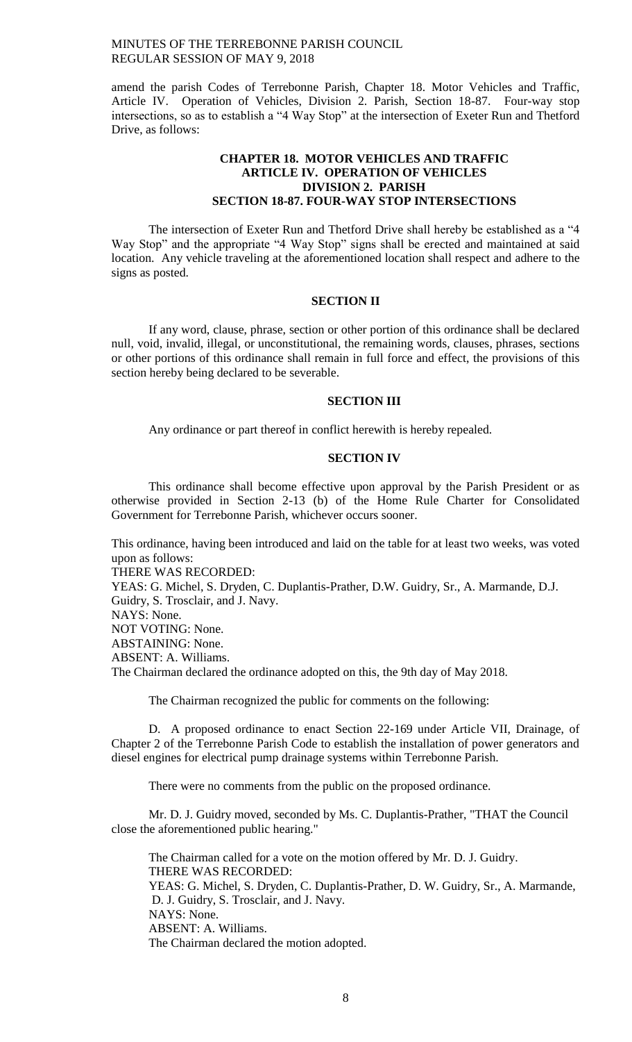amend the parish Codes of Terrebonne Parish, Chapter 18. Motor Vehicles and Traffic, Article IV. Operation of Vehicles, Division 2. Parish, Section 18-87. Four-way stop intersections, so as to establish a "4 Way Stop" at the intersection of Exeter Run and Thetford Drive, as follows:

**CHAPTER 18. MOTOR VEHICLES AND TRAFFIC**
**ARTICLE IV. OPERATION OF VEHICLES**
**DIVISION 2. PARISH**
**SECTION 18-87. FOUR-WAY STOP INTERSECTIONS**

The intersection of Exeter Run and Thetford Drive shall hereby be established as a "4 Way Stop" and the appropriate "4 Way Stop" signs shall be erected and maintained at said location. Any vehicle traveling at the aforementioned location shall respect and adhere to the signs as posted.

**SECTION II**

If any word, clause, phrase, section or other portion of this ordinance shall be declared null, void, invalid, illegal, or unconstitutional, the remaining words, clauses, phrases, sections or other portions of this ordinance shall remain in full force and effect, the provisions of this section hereby being declared to be severable.

**SECTION III**

Any ordinance or part thereof in conflict herewith is hereby repealed.

**SECTION IV**

This ordinance shall become effective upon approval by the Parish President or as otherwise provided in Section 2-13 (b) of the Home Rule Charter for Consolidated Government for Terrebonne Parish, whichever occurs sooner.

This ordinance, having been introduced and laid on the table for at least two weeks, was voted upon as follows:
THERE WAS RECORDED:
YEAS: G. Michel, S. Dryden, C. Duplantis-Prather, D.W. Guidry, Sr., A. Marmande, D.J. Guidry, S. Trosclair, and J. Navy.
NAYS: None.
NOT VOTING: None.
ABSTAINING: None.
ABSENT: A. Williams.
The Chairman declared the ordinance adopted on this, the 9th day of May 2018.

The Chairman recognized the public for comments on the following:

D. A proposed ordinance to enact Section 22-169 under Article VII, Drainage, of Chapter 2 of the Terrebonne Parish Code to establish the installation of power generators and diesel engines for electrical pump drainage systems within Terrebonne Parish.

There were no comments from the public on the proposed ordinance.

Mr. D. J. Guidry moved, seconded by Ms. C. Duplantis-Prather, "THAT the Council close the aforementioned public hearing."

The Chairman called for a vote on the motion offered by Mr. D. J. Guidry.
THERE WAS RECORDED:
YEAS: G. Michel, S. Dryden, C. Duplantis-Prather, D. W. Guidry, Sr., A. Marmande, D. J. Guidry, S. Trosclair, and J. Navy.
NAYS: None.
ABSENT: A. Williams.
The Chairman declared the motion adopted.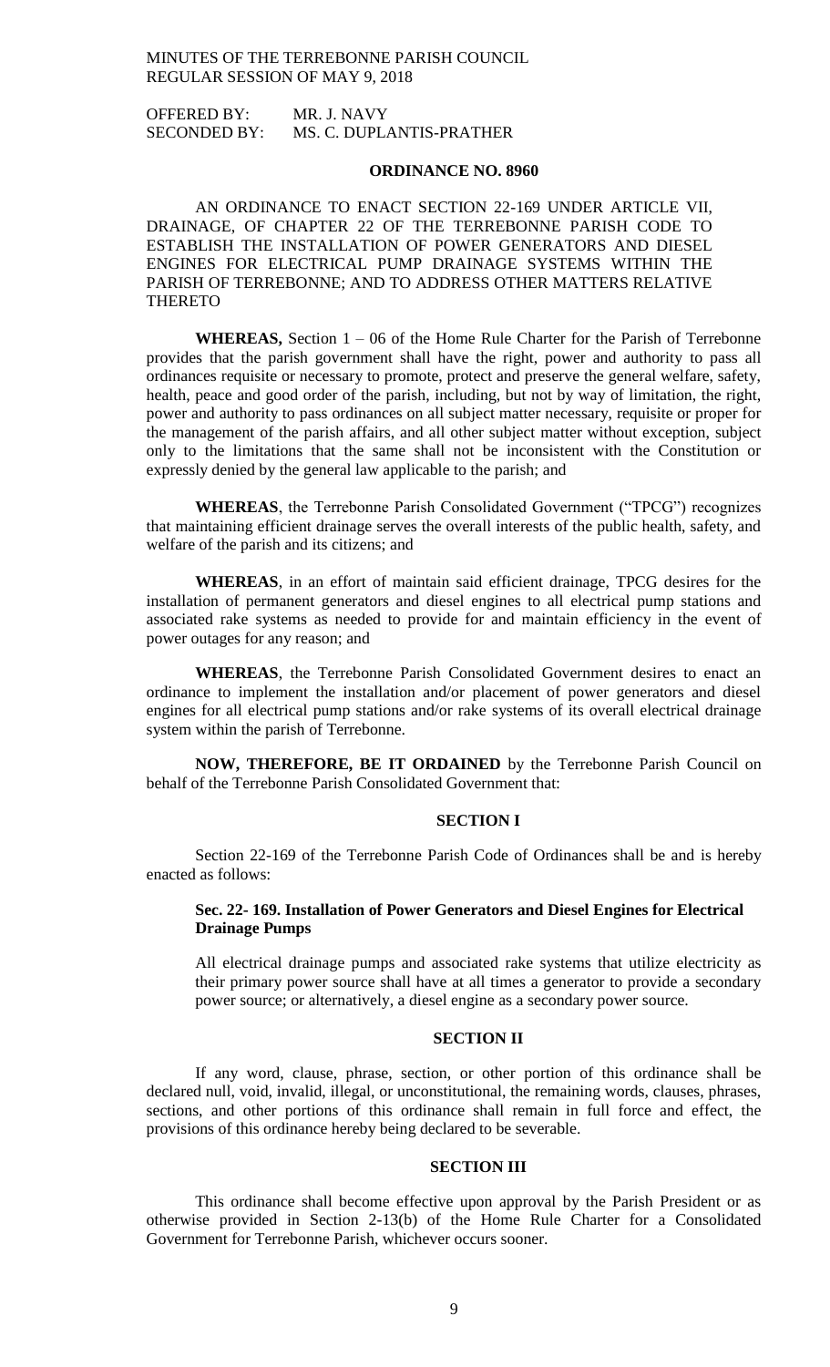OFFERED BY: MR. J. NAVY
SECONDED BY: MS. C. DUPLANTIS-PRATHER

**ORDINANCE NO. 8960**

AN ORDINANCE TO ENACT SECTION 22-169 UNDER ARTICLE VII, DRAINAGE, OF CHAPTER 22 OF THE TERREBONNE PARISH CODE TO ESTABLISH THE INSTALLATION OF POWER GENERATORS AND DIESEL ENGINES FOR ELECTRICAL PUMP DRAINAGE SYSTEMS WITHIN THE PARISH OF TERREBONNE; AND TO ADDRESS OTHER MATTERS RELATIVE THERETO

**WHEREAS,** Section 1 – 06 of the Home Rule Charter for the Parish of Terrebonne provides that the parish government shall have the right, power and authority to pass all ordinances requisite or necessary to promote, protect and preserve the general welfare, safety, health, peace and good order of the parish, including, but not by way of limitation, the right, power and authority to pass ordinances on all subject matter necessary, requisite or proper for the management of the parish affairs, and all other subject matter without exception, subject only to the limitations that the same shall not be inconsistent with the Constitution or expressly denied by the general law applicable to the parish; and

**WHEREAS**, the Terrebonne Parish Consolidated Government ("TPCG") recognizes that maintaining efficient drainage serves the overall interests of the public health, safety, and welfare of the parish and its citizens; and

**WHEREAS**, in an effort of maintain said efficient drainage, TPCG desires for the installation of permanent generators and diesel engines to all electrical pump stations and associated rake systems as needed to provide for and maintain efficiency in the event of power outages for any reason; and

**WHEREAS**, the Terrebonne Parish Consolidated Government desires to enact an ordinance to implement the installation and/or placement of power generators and diesel engines for all electrical pump stations and/or rake systems of its overall electrical drainage system within the parish of Terrebonne.

**NOW, THEREFORE, BE IT ORDAINED** by the Terrebonne Parish Council on behalf of the Terrebonne Parish Consolidated Government that:

**SECTION I**

Section 22-169 of the Terrebonne Parish Code of Ordinances shall be and is hereby enacted as follows:

**Sec. 22- 169. Installation of Power Generators and Diesel Engines for Electrical Drainage Pumps**

All electrical drainage pumps and associated rake systems that utilize electricity as their primary power source shall have at all times a generator to provide a secondary power source; or alternatively, a diesel engine as a secondary power source.

**SECTION II**

If any word, clause, phrase, section, or other portion of this ordinance shall be declared null, void, invalid, illegal, or unconstitutional, the remaining words, clauses, phrases, sections, and other portions of this ordinance shall remain in full force and effect, the provisions of this ordinance hereby being declared to be severable.

**SECTION III**

This ordinance shall become effective upon approval by the Parish President or as otherwise provided in Section 2-13(b) of the Home Rule Charter for a Consolidated Government for Terrebonne Parish, whichever occurs sooner.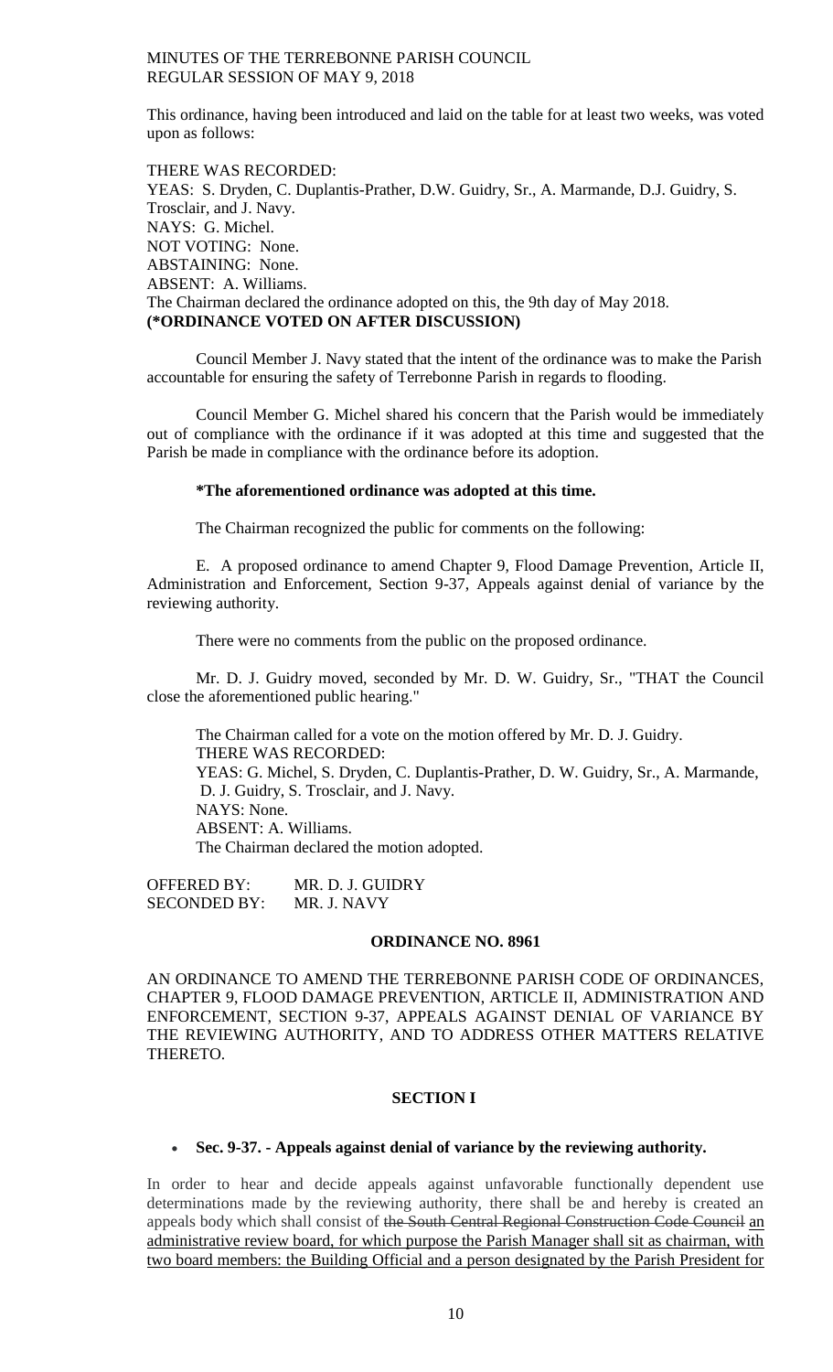This ordinance, having been introduced and laid on the table for at least two weeks, was voted upon as follows:

THERE WAS RECORDED:
YEAS: S. Dryden, C. Duplantis-Prather, D.W. Guidry, Sr., A. Marmande, D.J. Guidry, S. Trosclair, and J. Navy.
NAYS: G. Michel.
NOT VOTING: None.
ABSTAINING: None.
ABSENT: A. Williams.
The Chairman declared the ordinance adopted on this, the 9th day of May 2018.
**(\*ORDINANCE VOTED ON AFTER DISCUSSION)**

Council Member J. Navy stated that the intent of the ordinance was to make the Parish accountable for ensuring the safety of Terrebonne Parish in regards to flooding.

Council Member G. Michel shared his concern that the Parish would be immediately out of compliance with the ordinance if it was adopted at this time and suggested that the Parish be made in compliance with the ordinance before its adoption.

**\*The aforementioned ordinance was adopted at this time.**

The Chairman recognized the public for comments on the following:

E. A proposed ordinance to amend Chapter 9, Flood Damage Prevention, Article II, Administration and Enforcement, Section 9-37, Appeals against denial of variance by the reviewing authority.

There were no comments from the public on the proposed ordinance.

Mr. D. J. Guidry moved, seconded by Mr. D. W. Guidry, Sr., "THAT the Council close the aforementioned public hearing."

The Chairman called for a vote on the motion offered by Mr. D. J. Guidry.
THERE WAS RECORDED:
YEAS: G. Michel, S. Dryden, C. Duplantis-Prather, D. W. Guidry, Sr., A. Marmande, D. J. Guidry, S. Trosclair, and J. Navy.
NAYS: None.
ABSENT: A. Williams.
The Chairman declared the motion adopted.

OFFERED BY: MR. D. J. GUIDRY
SECONDED BY: MR. J. NAVY

**ORDINANCE NO. 8961**

AN ORDINANCE TO AMEND THE TERREBONNE PARISH CODE OF ORDINANCES, CHAPTER 9, FLOOD DAMAGE PREVENTION, ARTICLE II, ADMINISTRATION AND ENFORCEMENT, SECTION 9-37, APPEALS AGAINST DENIAL OF VARIANCE BY THE REVIEWING AUTHORITY, AND TO ADDRESS OTHER MATTERS RELATIVE THERETO.

**SECTION I**

- **Sec. 9-37. - Appeals against denial of variance by the reviewing authority.**

In order to hear and decide appeals against unfavorable functionally dependent use determinations made by the reviewing authority, there shall be and hereby is created an appeals body which shall consist of ~~the South Central Regional Construction Code Council~~ <u>an administrative review board, for which purpose the Parish Manager shall sit as chairman, with two board members: the Building Official and a person designated by the Parish President for</u>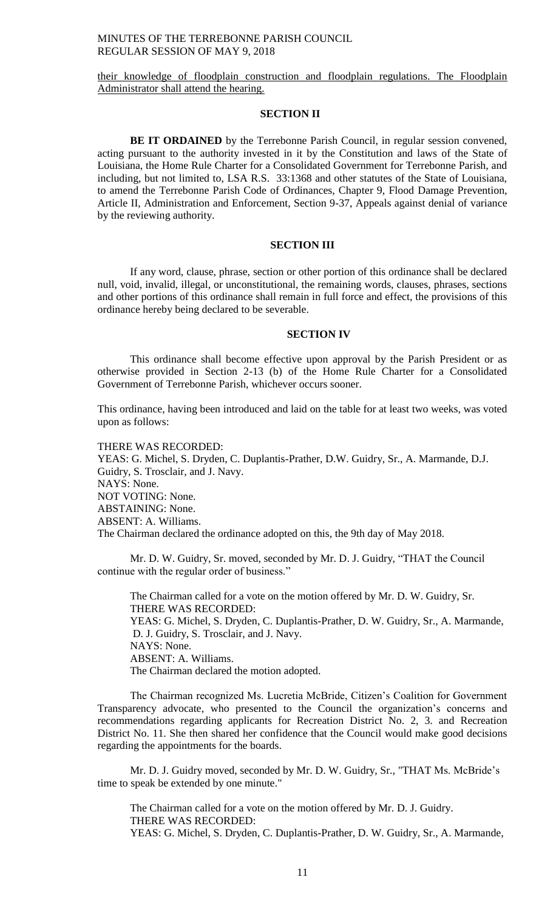their knowledge of floodplain construction and floodplain regulations. The Floodplain Administrator shall attend the hearing.

**SECTION II**

**BE IT ORDAINED** by the Terrebonne Parish Council, in regular session convened, acting pursuant to the authority invested in it by the Constitution and laws of the State of Louisiana, the Home Rule Charter for a Consolidated Government for Terrebonne Parish, and including, but not limited to, LSA R.S. 33:1368 and other statutes of the State of Louisiana, to amend the Terrebonne Parish Code of Ordinances, Chapter 9, Flood Damage Prevention, Article II, Administration and Enforcement, Section 9-37, Appeals against denial of variance by the reviewing authority.

**SECTION III**

If any word, clause, phrase, section or other portion of this ordinance shall be declared null, void, invalid, illegal, or unconstitutional, the remaining words, clauses, phrases, sections and other portions of this ordinance shall remain in full force and effect, the provisions of this ordinance hereby being declared to be severable.

**SECTION IV**

This ordinance shall become effective upon approval by the Parish President or as otherwise provided in Section 2-13 (b) of the Home Rule Charter for a Consolidated Government of Terrebonne Parish, whichever occurs sooner.

This ordinance, having been introduced and laid on the table for at least two weeks, was voted upon as follows:

THERE WAS RECORDED:
YEAS: G. Michel, S. Dryden, C. Duplantis-Prather, D.W. Guidry, Sr., A. Marmande, D.J. Guidry, S. Trosclair, and J. Navy.
NAYS: None.
NOT VOTING: None.
ABSTAINING: None.
ABSENT: A. Williams.
The Chairman declared the ordinance adopted on this, the 9th day of May 2018.

Mr. D. W. Guidry, Sr. moved, seconded by Mr. D. J. Guidry, "THAT the Council continue with the regular order of business."

The Chairman called for a vote on the motion offered by Mr. D. W. Guidry, Sr.
THERE WAS RECORDED:
YEAS: G. Michel, S. Dryden, C. Duplantis-Prather, D. W. Guidry, Sr., A. Marmande, D. J. Guidry, S. Trosclair, and J. Navy.
NAYS: None.
ABSENT: A. Williams.
The Chairman declared the motion adopted.

The Chairman recognized Ms. Lucretia McBride, Citizen's Coalition for Government Transparency advocate, who presented to the Council the organization's concerns and recommendations regarding applicants for Recreation District No. 2, 3. and Recreation District No. 11. She then shared her confidence that the Council would make good decisions regarding the appointments for the boards.

Mr. D. J. Guidry moved, seconded by Mr. D. W. Guidry, Sr., "THAT Ms. McBride's time to speak be extended by one minute."

The Chairman called for a vote on the motion offered by Mr. D. J. Guidry.
THERE WAS RECORDED:
YEAS: G. Michel, S. Dryden, C. Duplantis-Prather, D. W. Guidry, Sr., A. Marmande,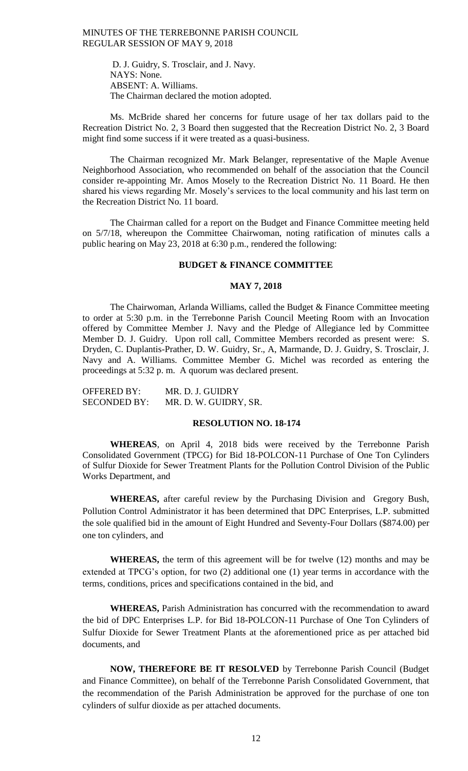D. J. Guidry, S. Trosclair, and J. Navy.
NAYS: None.
ABSENT: A. Williams.
The Chairman declared the motion adopted.

Ms. McBride shared her concerns for future usage of her tax dollars paid to the Recreation District No. 2, 3 Board then suggested that the Recreation District No. 2, 3 Board might find some success if it were treated as a quasi-business.

The Chairman recognized Mr. Mark Belanger, representative of the Maple Avenue Neighborhood Association, who recommended on behalf of the association that the Council consider re-appointing Mr. Amos Mosely to the Recreation District No. 11 Board. He then shared his views regarding Mr. Mosely's services to the local community and his last term on the Recreation District No. 11 board.

The Chairman called for a report on the Budget and Finance Committee meeting held on 5/7/18, whereupon the Committee Chairwoman, noting ratification of minutes calls a public hearing on May 23, 2018 at 6:30 p.m., rendered the following:

**BUDGET & FINANCE COMMITTEE**

**MAY 7, 2018**

The Chairwoman, Arlanda Williams, called the Budget & Finance Committee meeting to order at 5:30 p.m. in the Terrebonne Parish Council Meeting Room with an Invocation offered by Committee Member J. Navy and the Pledge of Allegiance led by Committee Member D. J. Guidry. Upon roll call, Committee Members recorded as present were: S. Dryden, C. Duplantis-Prather, D. W. Guidry, Sr., A, Marmande, D. J. Guidry, S. Trosclair, J. Navy and A. Williams. Committee Member G. Michel was recorded as entering the proceedings at 5:32 p. m. A quorum was declared present.

OFFERED BY: MR. D. J. GUIDRY
SECONDED BY: MR. D. W. GUIDRY, SR.

**RESOLUTION NO. 18-174**

**WHEREAS**, on April 4, 2018 bids were received by the Terrebonne Parish Consolidated Government (TPCG) for Bid 18-POLCON-11 Purchase of One Ton Cylinders of Sulfur Dioxide for Sewer Treatment Plants for the Pollution Control Division of the Public Works Department, and

**WHEREAS,** after careful review by the Purchasing Division and Gregory Bush, Pollution Control Administrator it has been determined that DPC Enterprises, L.P. submitted the sole qualified bid in the amount of Eight Hundred and Seventy-Four Dollars ($874.00) per one ton cylinders, and

**WHEREAS,** the term of this agreement will be for twelve (12) months and may be extended at TPCG's option, for two (2) additional one (1) year terms in accordance with the terms, conditions, prices and specifications contained in the bid, and

**WHEREAS,** Parish Administration has concurred with the recommendation to award the bid of DPC Enterprises L.P. for Bid 18-POLCON-11 Purchase of One Ton Cylinders of Sulfur Dioxide for Sewer Treatment Plants at the aforementioned price as per attached bid documents, and

**NOW, THEREFORE BE IT RESOLVED** by Terrebonne Parish Council (Budget and Finance Committee), on behalf of the Terrebonne Parish Consolidated Government, that the recommendation of the Parish Administration be approved for the purchase of one ton cylinders of sulfur dioxide as per attached documents.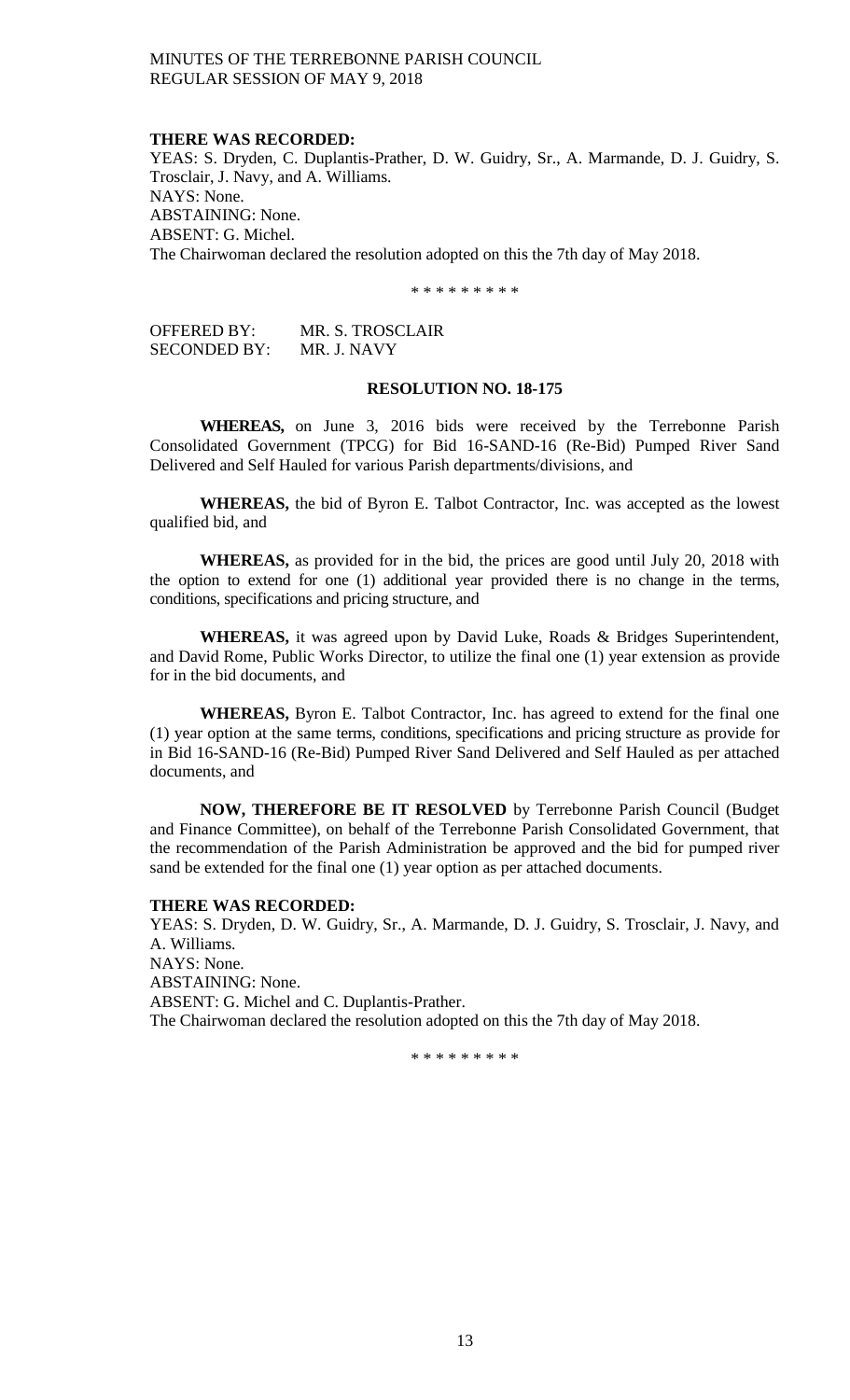**THERE WAS RECORDED:**
YEAS: S. Dryden, C. Duplantis-Prather, D. W. Guidry, Sr., A. Marmande, D. J. Guidry, S. Trosclair, J. Navy, and A. Williams.
NAYS: None.
ABSTAINING: None.
ABSENT: G. Michel.
The Chairwoman declared the resolution adopted on this the 7th day of May 2018.

\* \* \* \* \* \* \* \* \*

OFFERED BY: MR. S. TROSCLAIR
SECONDED BY: MR. J. NAVY

**RESOLUTION NO. 18-175**

**WHEREAS,** on June 3, 2016 bids were received by the Terrebonne Parish Consolidated Government (TPCG) for Bid 16-SAND-16 (Re-Bid) Pumped River Sand Delivered and Self Hauled for various Parish departments/divisions, and

**WHEREAS,** the bid of Byron E. Talbot Contractor, Inc. was accepted as the lowest qualified bid, and

**WHEREAS,** as provided for in the bid, the prices are good until July 20, 2018 with the option to extend for one (1) additional year provided there is no change in the terms, conditions, specifications and pricing structure, and

**WHEREAS,** it was agreed upon by David Luke, Roads & Bridges Superintendent, and David Rome, Public Works Director, to utilize the final one (1) year extension as provide for in the bid documents, and

**WHEREAS,** Byron E. Talbot Contractor, Inc. has agreed to extend for the final one (1) year option at the same terms, conditions, specifications and pricing structure as provide for in Bid 16-SAND-16 (Re-Bid) Pumped River Sand Delivered and Self Hauled as per attached documents, and

**NOW, THEREFORE BE IT RESOLVED** by Terrebonne Parish Council (Budget and Finance Committee), on behalf of the Terrebonne Parish Consolidated Government, that the recommendation of the Parish Administration be approved and the bid for pumped river sand be extended for the final one (1) year option as per attached documents.

**THERE WAS RECORDED:**
YEAS: S. Dryden, D. W. Guidry, Sr., A. Marmande, D. J. Guidry, S. Trosclair, J. Navy, and A. Williams.
NAYS: None.
ABSTAINING: None.
ABSENT: G. Michel and C. Duplantis-Prather.
The Chairwoman declared the resolution adopted on this the 7th day of May 2018.

\* \* \* \* \* \* \* \* \*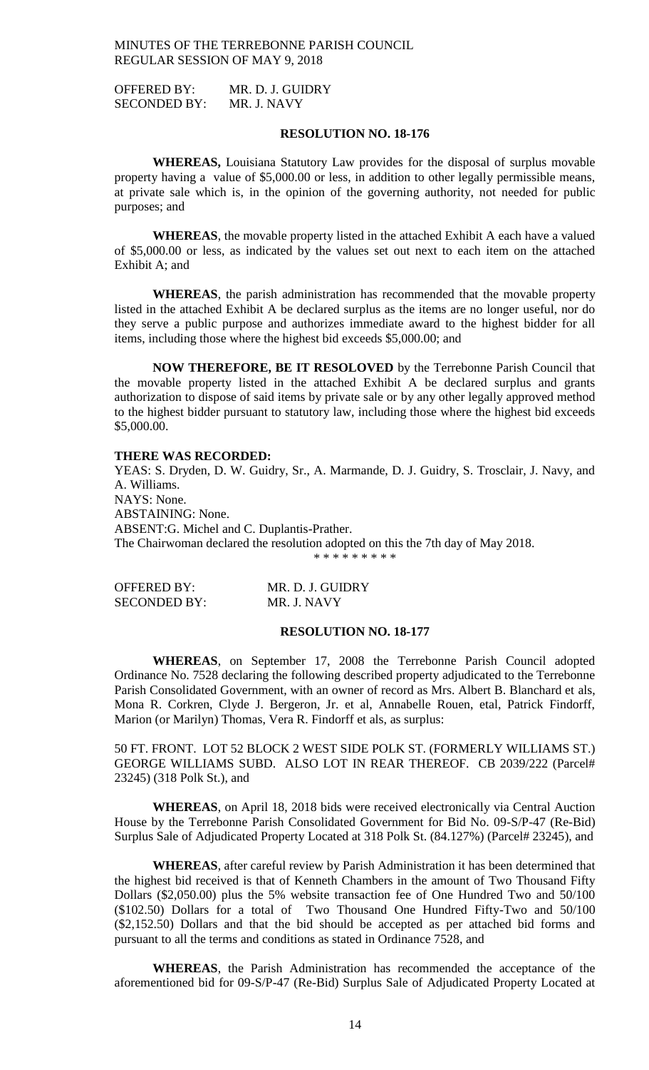OFFERED BY: MR. D. J. GUIDRY
SECONDED BY: MR. J. NAVY

**RESOLUTION NO. 18-176**

**WHEREAS,** Louisiana Statutory Law provides for the disposal of surplus movable property having a value of $5,000.00 or less, in addition to other legally permissible means, at private sale which is, in the opinion of the governing authority, not needed for public purposes; and

**WHEREAS**, the movable property listed in the attached Exhibit A each have a valued of $5,000.00 or less, as indicated by the values set out next to each item on the attached Exhibit A; and

**WHEREAS**, the parish administration has recommended that the movable property listed in the attached Exhibit A be declared surplus as the items are no longer useful, nor do they serve a public purpose and authorizes immediate award to the highest bidder for all items, including those where the highest bid exceeds $5,000.00; and

**NOW THEREFORE, BE IT RESOLOVED** by the Terrebonne Parish Council that the movable property listed in the attached Exhibit A be declared surplus and grants authorization to dispose of said items by private sale or by any other legally approved method to the highest bidder pursuant to statutory law, including those where the highest bid exceeds $5,000.00.

**THERE WAS RECORDED:**
YEAS: S. Dryden, D. W. Guidry, Sr., A. Marmande, D. J. Guidry, S. Trosclair, J. Navy, and A. Williams.
NAYS: None.
ABSTAINING: None.
ABSENT:G. Michel and C. Duplantis-Prather.
The Chairwoman declared the resolution adopted on this the 7th day of May 2018.

\* \* \* \* \* \* \* \* \*

OFFERED BY: MR. D. J. GUIDRY
SECONDED BY: MR. J. NAVY

**RESOLUTION NO. 18-177**

**WHEREAS**, on September 17, 2008 the Terrebonne Parish Council adopted Ordinance No. 7528 declaring the following described property adjudicated to the Terrebonne Parish Consolidated Government, with an owner of record as Mrs. Albert B. Blanchard et als, Mona R. Corkren, Clyde J. Bergeron, Jr. et al, Annabelle Rouen, etal, Patrick Findorff, Marion (or Marilyn) Thomas, Vera R. Findorff et als, as surplus:

50 FT. FRONT. LOT 52 BLOCK 2 WEST SIDE POLK ST. (FORMERLY WILLIAMS ST.) GEORGE WILLIAMS SUBD. ALSO LOT IN REAR THEREOF. CB 2039/222 (Parcel# 23245) (318 Polk St.), and

**WHEREAS**, on April 18, 2018 bids were received electronically via Central Auction House by the Terrebonne Parish Consolidated Government for Bid No. 09-S/P-47 (Re-Bid) Surplus Sale of Adjudicated Property Located at 318 Polk St. (84.127%) (Parcel# 23245), and

**WHEREAS**, after careful review by Parish Administration it has been determined that the highest bid received is that of Kenneth Chambers in the amount of Two Thousand Fifty Dollars ($2,050.00) plus the 5% website transaction fee of One Hundred Two and 50/100 ($102.50) Dollars for a total of Two Thousand One Hundred Fifty-Two and 50/100 ($2,152.50) Dollars and that the bid should be accepted as per attached bid forms and pursuant to all the terms and conditions as stated in Ordinance 7528, and

**WHEREAS**, the Parish Administration has recommended the acceptance of the aforementioned bid for 09-S/P-47 (Re-Bid) Surplus Sale of Adjudicated Property Located at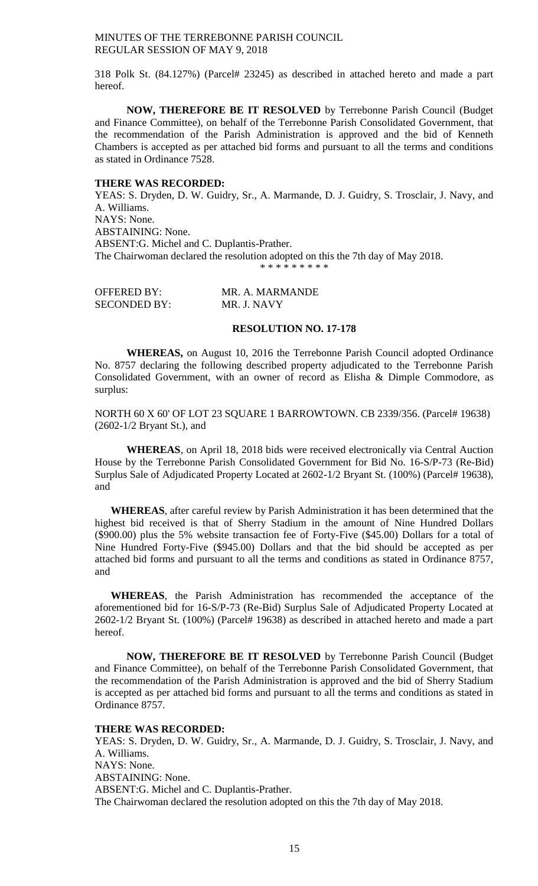318 Polk St. (84.127%) (Parcel# 23245) as described in attached hereto and made a part hereof.

**NOW, THEREFORE BE IT RESOLVED** by Terrebonne Parish Council (Budget and Finance Committee), on behalf of the Terrebonne Parish Consolidated Government, that the recommendation of the Parish Administration is approved and the bid of Kenneth Chambers is accepted as per attached bid forms and pursuant to all the terms and conditions as stated in Ordinance 7528.

**THERE WAS RECORDED:**

YEAS: S. Dryden, D. W. Guidry, Sr., A. Marmande, D. J. Guidry, S. Trosclair, J. Navy, and A. Williams.
NAYS: None.
ABSTAINING: None.
ABSENT:G. Michel and C. Duplantis-Prather.
The Chairwoman declared the resolution adopted on this the 7th day of May 2018.

\* \* \* \* \* \* \* \* \*

OFFERED BY: MR. A. MARMANDE
SECONDED BY: MR. J. NAVY

**RESOLUTION NO. 17-178**

**WHEREAS,** on August 10, 2016 the Terrebonne Parish Council adopted Ordinance No. 8757 declaring the following described property adjudicated to the Terrebonne Parish Consolidated Government, with an owner of record as Elisha & Dimple Commodore, as surplus:

NORTH 60 X 60' OF LOT 23 SQUARE 1 BARROWTOWN. CB 2339/356. (Parcel# 19638) (2602-1/2 Bryant St.), and

**WHEREAS**, on April 18, 2018 bids were received electronically via Central Auction House by the Terrebonne Parish Consolidated Government for Bid No. 16-S/P-73 (Re-Bid) Surplus Sale of Adjudicated Property Located at 2602-1/2 Bryant St. (100%) (Parcel# 19638), and

**WHEREAS**, after careful review by Parish Administration it has been determined that the highest bid received is that of Sherry Stadium in the amount of Nine Hundred Dollars ($900.00) plus the 5% website transaction fee of Forty-Five ($45.00) Dollars for a total of Nine Hundred Forty-Five ($945.00) Dollars and that the bid should be accepted as per attached bid forms and pursuant to all the terms and conditions as stated in Ordinance 8757, and

**WHEREAS**, the Parish Administration has recommended the acceptance of the aforementioned bid for 16-S/P-73 (Re-Bid) Surplus Sale of Adjudicated Property Located at 2602-1/2 Bryant St. (100%) (Parcel# 19638) as described in attached hereto and made a part hereof.

**NOW, THEREFORE BE IT RESOLVED** by Terrebonne Parish Council (Budget and Finance Committee), on behalf of the Terrebonne Parish Consolidated Government, that the recommendation of the Parish Administration is approved and the bid of Sherry Stadium is accepted as per attached bid forms and pursuant to all the terms and conditions as stated in Ordinance 8757.

**THERE WAS RECORDED:**

YEAS: S. Dryden, D. W. Guidry, Sr., A. Marmande, D. J. Guidry, S. Trosclair, J. Navy, and A. Williams.
NAYS: None.
ABSTAINING: None.
ABSENT:G. Michel and C. Duplantis-Prather.
The Chairwoman declared the resolution adopted on this the 7th day of May 2018.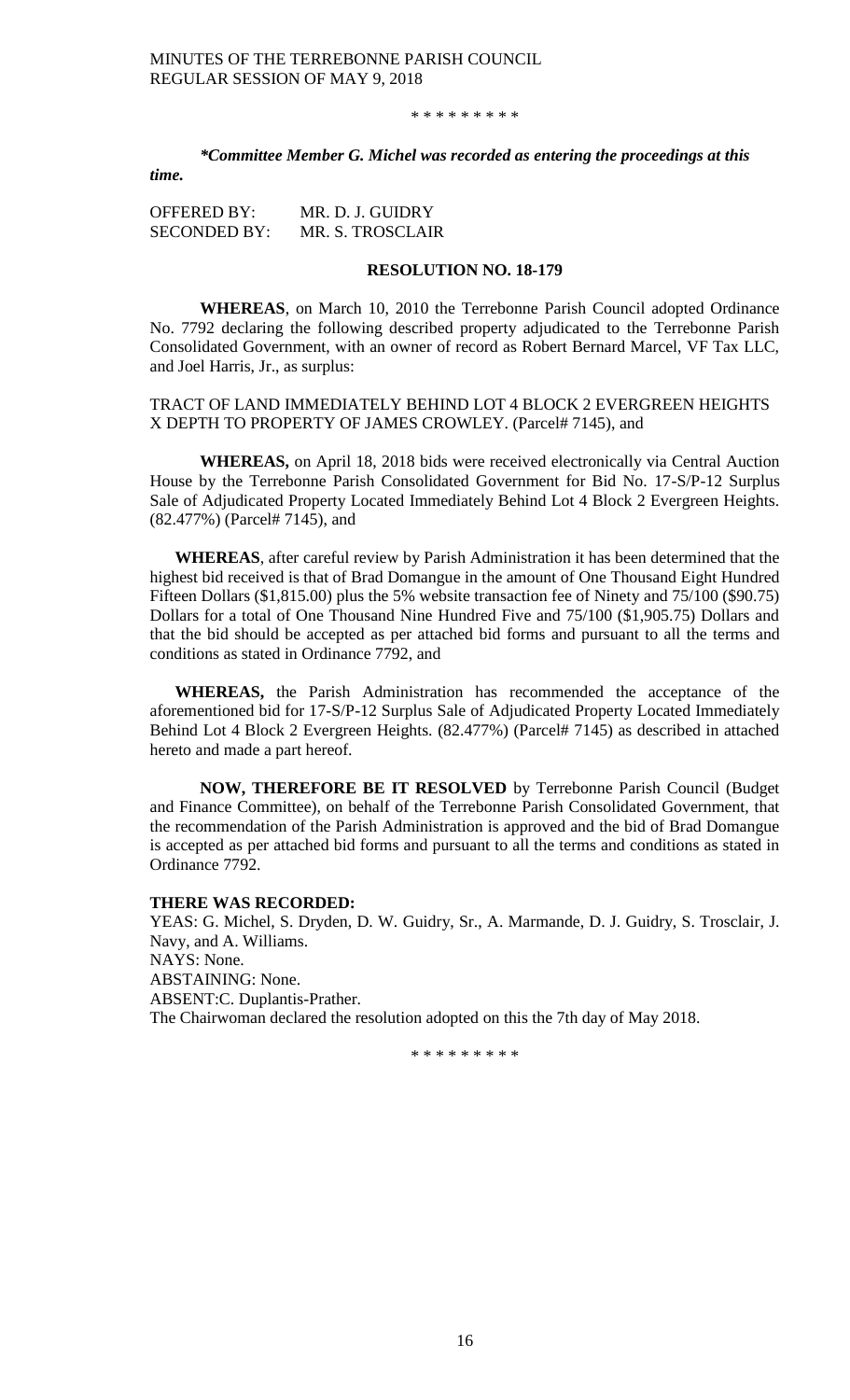\* \* \* \* \* \* \* \* \*

***\*Committee Member G. Michel was recorded as entering the proceedings at this time.***

OFFERED BY: MR. D. J. GUIDRY
SECONDED BY: MR. S. TROSCLAIR

**RESOLUTION NO. 18-179**

**WHEREAS**, on March 10, 2010 the Terrebonne Parish Council adopted Ordinance No. 7792 declaring the following described property adjudicated to the Terrebonne Parish Consolidated Government, with an owner of record as Robert Bernard Marcel, VF Tax LLC, and Joel Harris, Jr., as surplus:

TRACT OF LAND IMMEDIATELY BEHIND LOT 4 BLOCK 2 EVERGREEN HEIGHTS X DEPTH TO PROPERTY OF JAMES CROWLEY. (Parcel# 7145), and

**WHEREAS,** on April 18, 2018 bids were received electronically via Central Auction House by the Terrebonne Parish Consolidated Government for Bid No. 17-S/P-12 Surplus Sale of Adjudicated Property Located Immediately Behind Lot 4 Block 2 Evergreen Heights. (82.477%) (Parcel# 7145), and

**WHEREAS**, after careful review by Parish Administration it has been determined that the highest bid received is that of Brad Domangue in the amount of One Thousand Eight Hundred Fifteen Dollars ($1,815.00) plus the 5% website transaction fee of Ninety and 75/100 ($90.75) Dollars for a total of One Thousand Nine Hundred Five and 75/100 ($1,905.75) Dollars and that the bid should be accepted as per attached bid forms and pursuant to all the terms and conditions as stated in Ordinance 7792, and

**WHEREAS,** the Parish Administration has recommended the acceptance of the aforementioned bid for 17-S/P-12 Surplus Sale of Adjudicated Property Located Immediately Behind Lot 4 Block 2 Evergreen Heights. (82.477%) (Parcel# 7145) as described in attached hereto and made a part hereof.

**NOW, THEREFORE BE IT RESOLVED** by Terrebonne Parish Council (Budget and Finance Committee), on behalf of the Terrebonne Parish Consolidated Government, that the recommendation of the Parish Administration is approved and the bid of Brad Domangue is accepted as per attached bid forms and pursuant to all the terms and conditions as stated in Ordinance 7792.

**THERE WAS RECORDED:**
YEAS: G. Michel, S. Dryden, D. W. Guidry, Sr., A. Marmande, D. J. Guidry, S. Trosclair, J. Navy, and A. Williams.
NAYS: None.
ABSTAINING: None.
ABSENT:C. Duplantis-Prather.
The Chairwoman declared the resolution adopted on this the 7th day of May 2018.

\* \* \* \* \* \* \* \* \*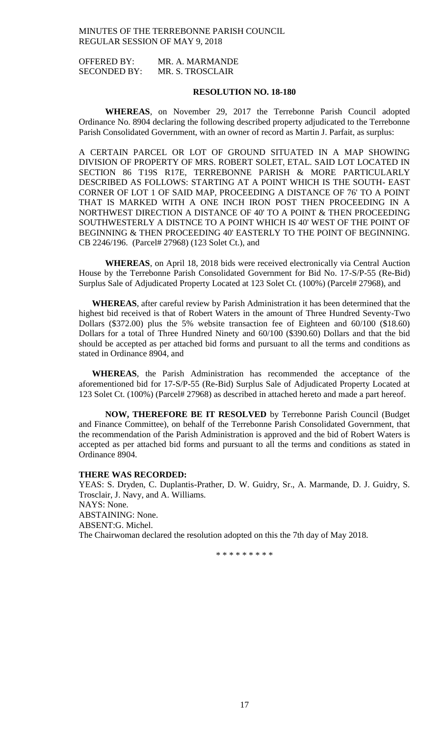OFFERED BY: MR. A. MARMANDE
SECONDED BY: MR. S. TROSCLAIR

**RESOLUTION NO. 18-180**

**WHEREAS**, on November 29, 2017 the Terrebonne Parish Council adopted Ordinance No. 8904 declaring the following described property adjudicated to the Terrebonne Parish Consolidated Government, with an owner of record as Martin J. Parfait, as surplus:

A CERTAIN PARCEL OR LOT OF GROUND SITUATED IN A MAP SHOWING DIVISION OF PROPERTY OF MRS. ROBERT SOLET, ETAL. SAID LOT LOCATED IN SECTION 86 T19S R17E, TERREBONNE PARISH & MORE PARTICULARLY DESCRIBED AS FOLLOWS: STARTING AT A POINT WHICH IS THE SOUTH- EAST CORNER OF LOT 1 OF SAID MAP, PROCEEDING A DISTANCE OF 76' TO A POINT THAT IS MARKED WITH A ONE INCH IRON POST THEN PROCEEDING IN A NORTHWEST DIRECTION A DISTANCE OF 40' TO A POINT & THEN PROCEEDING SOUTHWESTERLY A DISTNCE TO A POINT WHICH IS 40' WEST OF THE POINT OF BEGINNING & THEN PROCEEDING 40' EASTERLY TO THE POINT OF BEGINNING. CB 2246/196. (Parcel# 27968) (123 Solet Ct.), and

**WHEREAS**, on April 18, 2018 bids were received electronically via Central Auction House by the Terrebonne Parish Consolidated Government for Bid No. 17-S/P-55 (Re-Bid) Surplus Sale of Adjudicated Property Located at 123 Solet Ct. (100%) (Parcel# 27968), and

**WHEREAS**, after careful review by Parish Administration it has been determined that the highest bid received is that of Robert Waters in the amount of Three Hundred Seventy-Two Dollars ($372.00) plus the 5% website transaction fee of Eighteen and 60/100 ($18.60) Dollars for a total of Three Hundred Ninety and 60/100 ($390.60) Dollars and that the bid should be accepted as per attached bid forms and pursuant to all the terms and conditions as stated in Ordinance 8904, and

**WHEREAS**, the Parish Administration has recommended the acceptance of the aforementioned bid for 17-S/P-55 (Re-Bid) Surplus Sale of Adjudicated Property Located at 123 Solet Ct. (100%) (Parcel# 27968) as described in attached hereto and made a part hereof.

**NOW, THEREFORE BE IT RESOLVED** by Terrebonne Parish Council (Budget and Finance Committee), on behalf of the Terrebonne Parish Consolidated Government, that the recommendation of the Parish Administration is approved and the bid of Robert Waters is accepted as per attached bid forms and pursuant to all the terms and conditions as stated in Ordinance 8904.

**THERE WAS RECORDED:**
YEAS: S. Dryden, C. Duplantis-Prather, D. W. Guidry, Sr., A. Marmande, D. J. Guidry, S. Trosclair, J. Navy, and A. Williams.
NAYS: None.
ABSTAINING: None.
ABSENT:G. Michel.
The Chairwoman declared the resolution adopted on this the 7th day of May 2018.

\* \* \* \* \* \* \* \* \*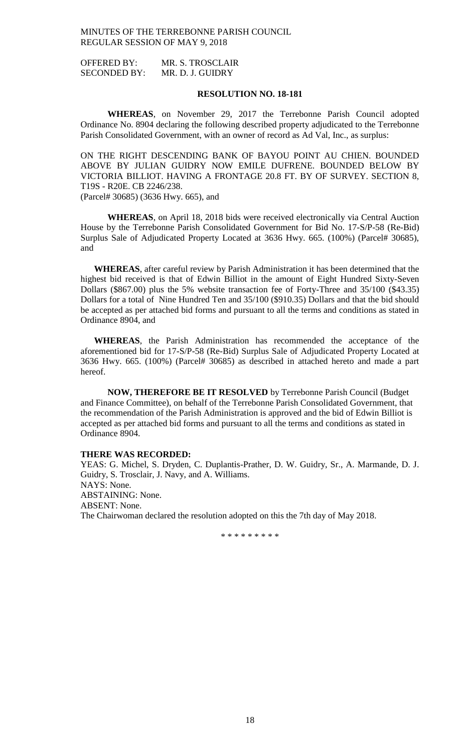OFFERED BY: MR. S. TROSCLAIR
SECONDED BY: MR. D. J. GUIDRY

**RESOLUTION NO. 18-181**

**WHEREAS**, on November 29, 2017 the Terrebonne Parish Council adopted Ordinance No. 8904 declaring the following described property adjudicated to the Terrebonne Parish Consolidated Government, with an owner of record as Ad Val, Inc., as surplus:

ON THE RIGHT DESCENDING BANK OF BAYOU POINT AU CHIEN. BOUNDED ABOVE BY JULIAN GUIDRY NOW EMILE DUFRENE. BOUNDED BELOW BY VICTORIA BILLIOT. HAVING A FRONTAGE 20.8 FT. BY OF SURVEY. SECTION 8, T19S - R20E. CB 2246/238.
(Parcel# 30685) (3636 Hwy. 665), and

**WHEREAS**, on April 18, 2018 bids were received electronically via Central Auction House by the Terrebonne Parish Consolidated Government for Bid No. 17-S/P-58 (Re-Bid) Surplus Sale of Adjudicated Property Located at 3636 Hwy. 665. (100%) (Parcel# 30685), and

**WHEREAS**, after careful review by Parish Administration it has been determined that the highest bid received is that of Edwin Billiot in the amount of Eight Hundred Sixty-Seven Dollars ($867.00) plus the 5% website transaction fee of Forty-Three and 35/100 ($43.35) Dollars for a total of Nine Hundred Ten and 35/100 ($910.35) Dollars and that the bid should be accepted as per attached bid forms and pursuant to all the terms and conditions as stated in Ordinance 8904, and

**WHEREAS**, the Parish Administration has recommended the acceptance of the aforementioned bid for 17-S/P-58 (Re-Bid) Surplus Sale of Adjudicated Property Located at 3636 Hwy. 665. (100%) (Parcel# 30685) as described in attached hereto and made a part hereof.

**NOW, THEREFORE BE IT RESOLVED** by Terrebonne Parish Council (Budget and Finance Committee), on behalf of the Terrebonne Parish Consolidated Government, that the recommendation of the Parish Administration is approved and the bid of Edwin Billiot is accepted as per attached bid forms and pursuant to all the terms and conditions as stated in Ordinance 8904.

**THERE WAS RECORDED:**
YEAS: G. Michel, S. Dryden, C. Duplantis-Prather, D. W. Guidry, Sr., A. Marmande, D. J. Guidry, S. Trosclair, J. Navy, and A. Williams.
NAYS: None.
ABSTAINING: None.
ABSENT: None.
The Chairwoman declared the resolution adopted on this the 7th day of May 2018.

\* \* \* \* \* \* \* \* \*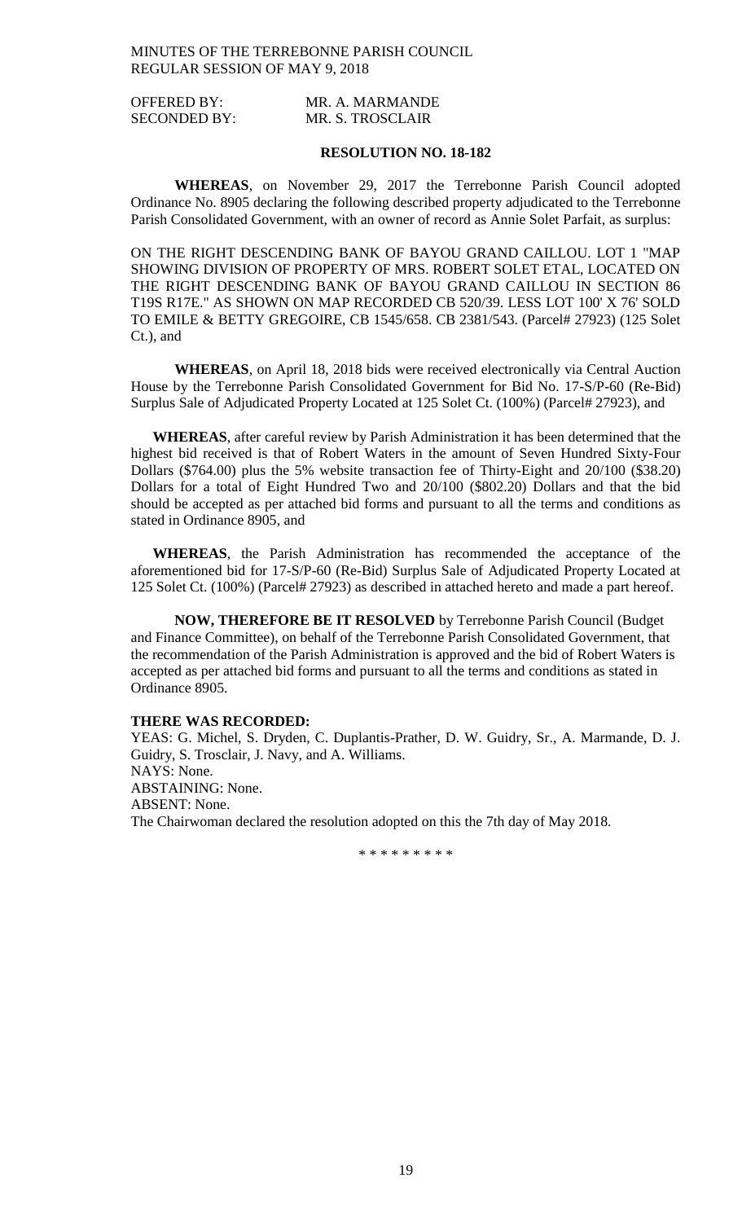OFFERED BY: MR. A. MARMANDE
SECONDED BY: MR. S. TROSCLAIR

**RESOLUTION NO. 18-182**

**WHEREAS**, on November 29, 2017 the Terrebonne Parish Council adopted Ordinance No. 8905 declaring the following described property adjudicated to the Terrebonne Parish Consolidated Government, with an owner of record as Annie Solet Parfait, as surplus:

ON THE RIGHT DESCENDING BANK OF BAYOU GRAND CAILLOU. LOT 1 "MAP SHOWING DIVISION OF PROPERTY OF MRS. ROBERT SOLET ETAL, LOCATED ON THE RIGHT DESCENDING BANK OF BAYOU GRAND CAILLOU IN SECTION 86 T19S R17E." AS SHOWN ON MAP RECORDED CB 520/39. LESS LOT 100' X 76' SOLD TO EMILE & BETTY GREGOIRE, CB 1545/658. CB 2381/543. (Parcel# 27923) (125 Solet Ct.), and

**WHEREAS**, on April 18, 2018 bids were received electronically via Central Auction House by the Terrebonne Parish Consolidated Government for Bid No. 17-S/P-60 (Re-Bid) Surplus Sale of Adjudicated Property Located at 125 Solet Ct. (100%) (Parcel# 27923), and

**WHEREAS**, after careful review by Parish Administration it has been determined that the highest bid received is that of Robert Waters in the amount of Seven Hundred Sixty-Four Dollars ($764.00) plus the 5% website transaction fee of Thirty-Eight and 20/100 ($38.20) Dollars for a total of Eight Hundred Two and 20/100 ($802.20) Dollars and that the bid should be accepted as per attached bid forms and pursuant to all the terms and conditions as stated in Ordinance 8905, and

**WHEREAS**, the Parish Administration has recommended the acceptance of the aforementioned bid for 17-S/P-60 (Re-Bid) Surplus Sale of Adjudicated Property Located at 125 Solet Ct. (100%) (Parcel# 27923) as described in attached hereto and made a part hereof.

**NOW, THEREFORE BE IT RESOLVED** by Terrebonne Parish Council (Budget and Finance Committee), on behalf of the Terrebonne Parish Consolidated Government, that the recommendation of the Parish Administration is approved and the bid of Robert Waters is accepted as per attached bid forms and pursuant to all the terms and conditions as stated in Ordinance 8905.

**THERE WAS RECORDED:**

YEAS: G. Michel, S. Dryden, C. Duplantis-Prather, D. W. Guidry, Sr., A. Marmande, D. J. Guidry, S. Trosclair, J. Navy, and A. Williams.
NAYS: None.
ABSTAINING: None.
ABSENT: None.
The Chairwoman declared the resolution adopted on this the 7th day of May 2018.

\* \* \* \* \* \* \* \* \*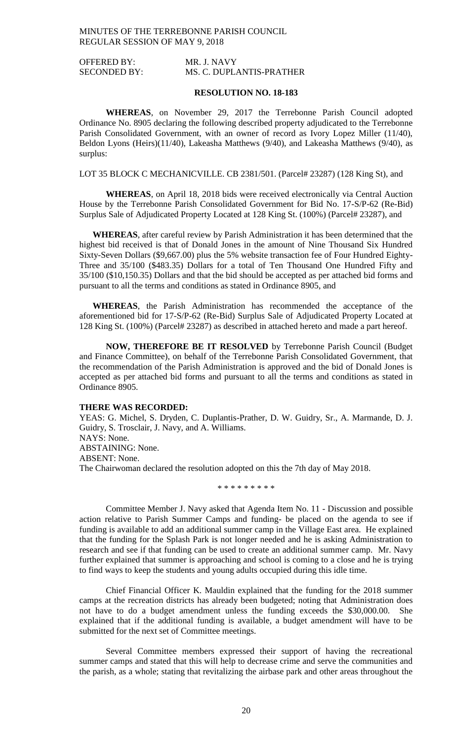OFFERED BY: MR. J. NAVY
SECONDED BY: MS. C. DUPLANTIS-PRATHER

**RESOLUTION NO. 18-183**

**WHEREAS**, on November 29, 2017 the Terrebonne Parish Council adopted Ordinance No. 8905 declaring the following described property adjudicated to the Terrebonne Parish Consolidated Government, with an owner of record as Ivory Lopez Miller (11/40), Beldon Lyons (Heirs)(11/40), Lakeasha Matthews (9/40), and Lakeasha Matthews (9/40), as surplus:

LOT 35 BLOCK C MECHANICVILLE. CB 2381/501. (Parcel# 23287) (128 King St), and

**WHEREAS**, on April 18, 2018 bids were received electronically via Central Auction House by the Terrebonne Parish Consolidated Government for Bid No. 17-S/P-62 (Re-Bid) Surplus Sale of Adjudicated Property Located at 128 King St. (100%) (Parcel# 23287), and

**WHEREAS**, after careful review by Parish Administration it has been determined that the highest bid received is that of Donald Jones in the amount of Nine Thousand Six Hundred Sixty-Seven Dollars ($9,667.00) plus the 5% website transaction fee of Four Hundred Eighty-Three and 35/100 ($483.35) Dollars for a total of Ten Thousand One Hundred Fifty and 35/100 ($10,150.35) Dollars and that the bid should be accepted as per attached bid forms and pursuant to all the terms and conditions as stated in Ordinance 8905, and

**WHEREAS**, the Parish Administration has recommended the acceptance of the aforementioned bid for 17-S/P-62 (Re-Bid) Surplus Sale of Adjudicated Property Located at 128 King St. (100%) (Parcel# 23287) as described in attached hereto and made a part hereof.

**NOW, THEREFORE BE IT RESOLVED** by Terrebonne Parish Council (Budget and Finance Committee), on behalf of the Terrebonne Parish Consolidated Government, that the recommendation of the Parish Administration is approved and the bid of Donald Jones is accepted as per attached bid forms and pursuant to all the terms and conditions as stated in Ordinance 8905.

**THERE WAS RECORDED:**

YEAS: G. Michel, S. Dryden, C. Duplantis-Prather, D. W. Guidry, Sr., A. Marmande, D. J. Guidry, S. Trosclair, J. Navy, and A. Williams.
NAYS: None.
ABSTAINING: None.
ABSENT: None.
The Chairwoman declared the resolution adopted on this the 7th day of May 2018.

\* \* \* \* \* \* \* \* \*

Committee Member J. Navy asked that Agenda Item No. 11 - Discussion and possible action relative to Parish Summer Camps and funding- be placed on the agenda to see if funding is available to add an additional summer camp in the Village East area. He explained that the funding for the Splash Park is not longer needed and he is asking Administration to research and see if that funding can be used to create an additional summer camp. Mr. Navy further explained that summer is approaching and school is coming to a close and he is trying to find ways to keep the students and young adults occupied during this idle time.

Chief Financial Officer K. Mauldin explained that the funding for the 2018 summer camps at the recreation districts has already been budgeted; noting that Administration does not have to do a budget amendment unless the funding exceeds the $30,000.00. She explained that if the additional funding is available, a budget amendment will have to be submitted for the next set of Committee meetings.

Several Committee members expressed their support of having the recreational summer camps and stated that this will help to decrease crime and serve the communities and the parish, as a whole; stating that revitalizing the airbase park and other areas throughout the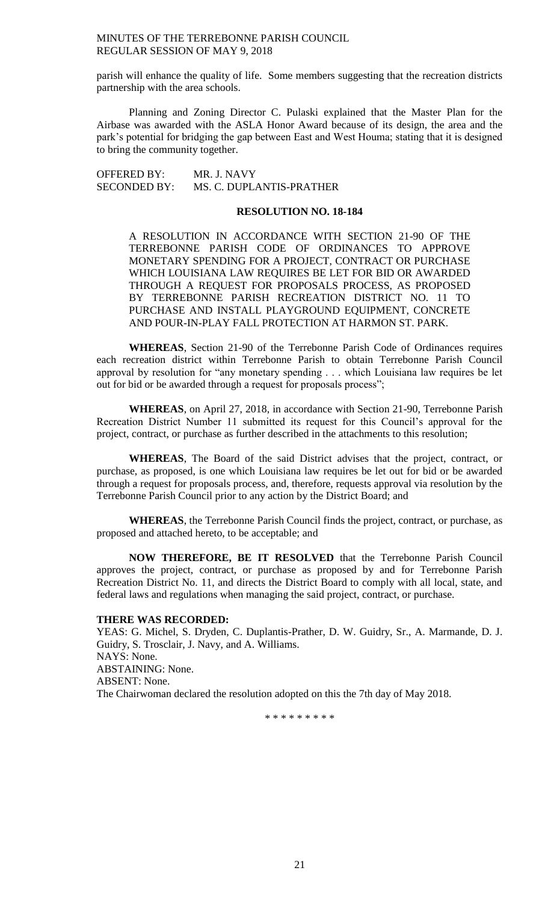parish will enhance the quality of life. Some members suggesting that the recreation districts partnership with the area schools.

Planning and Zoning Director C. Pulaski explained that the Master Plan for the Airbase was awarded with the ASLA Honor Award because of its design, the area and the park's potential for bridging the gap between East and West Houma; stating that it is designed to bring the community together.

OFFERED BY: MR. J. NAVY
SECONDED BY: MS. C. DUPLANTIS-PRATHER

**RESOLUTION NO. 18-184**

A RESOLUTION IN ACCORDANCE WITH SECTION 21-90 OF THE TERREBONNE PARISH CODE OF ORDINANCES TO APPROVE MONETARY SPENDING FOR A PROJECT, CONTRACT OR PURCHASE WHICH LOUISIANA LAW REQUIRES BE LET FOR BID OR AWARDED THROUGH A REQUEST FOR PROPOSALS PROCESS, AS PROPOSED BY TERREBONNE PARISH RECREATION DISTRICT NO. 11 TO PURCHASE AND INSTALL PLAYGROUND EQUIPMENT, CONCRETE AND POUR-IN-PLAY FALL PROTECTION AT HARMON ST. PARK.

**WHEREAS**, Section 21-90 of the Terrebonne Parish Code of Ordinances requires each recreation district within Terrebonne Parish to obtain Terrebonne Parish Council approval by resolution for "any monetary spending . . . which Louisiana law requires be let out for bid or be awarded through a request for proposals process";

**WHEREAS**, on April 27, 2018, in accordance with Section 21-90, Terrebonne Parish Recreation District Number 11 submitted its request for this Council's approval for the project, contract, or purchase as further described in the attachments to this resolution;

**WHEREAS**, The Board of the said District advises that the project, contract, or purchase, as proposed, is one which Louisiana law requires be let out for bid or be awarded through a request for proposals process, and, therefore, requests approval via resolution by the Terrebonne Parish Council prior to any action by the District Board; and

**WHEREAS**, the Terrebonne Parish Council finds the project, contract, or purchase, as proposed and attached hereto, to be acceptable; and

**NOW THEREFORE, BE IT RESOLVED** that the Terrebonne Parish Council approves the project, contract, or purchase as proposed by and for Terrebonne Parish Recreation District No. 11, and directs the District Board to comply with all local, state, and federal laws and regulations when managing the said project, contract, or purchase.

**THERE WAS RECORDED:**
YEAS: G. Michel, S. Dryden, C. Duplantis-Prather, D. W. Guidry, Sr., A. Marmande, D. J. Guidry, S. Trosclair, J. Navy, and A. Williams.
NAYS: None.
ABSTAINING: None.
ABSENT: None.
The Chairwoman declared the resolution adopted on this the 7th day of May 2018.

\* \* \* \* \* \* \* \* \*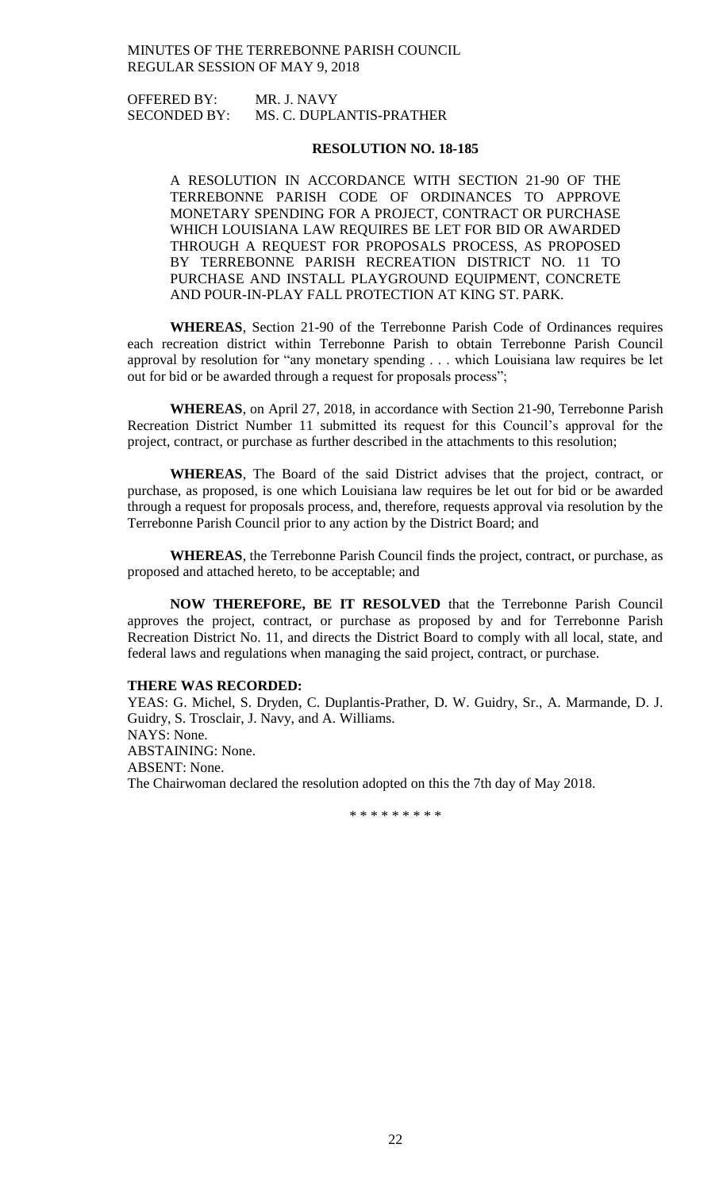OFFERED BY: MR. J. NAVY
SECONDED BY: MS. C. DUPLANTIS-PRATHER

**RESOLUTION NO. 18-185**

A RESOLUTION IN ACCORDANCE WITH SECTION 21-90 OF THE TERREBONNE PARISH CODE OF ORDINANCES TO APPROVE MONETARY SPENDING FOR A PROJECT, CONTRACT OR PURCHASE WHICH LOUISIANA LAW REQUIRES BE LET FOR BID OR AWARDED THROUGH A REQUEST FOR PROPOSALS PROCESS, AS PROPOSED BY TERREBONNE PARISH RECREATION DISTRICT NO. 11 TO PURCHASE AND INSTALL PLAYGROUND EQUIPMENT, CONCRETE AND POUR-IN-PLAY FALL PROTECTION AT KING ST. PARK.

**WHEREAS**, Section 21-90 of the Terrebonne Parish Code of Ordinances requires each recreation district within Terrebonne Parish to obtain Terrebonne Parish Council approval by resolution for "any monetary spending . . . which Louisiana law requires be let out for bid or be awarded through a request for proposals process";

**WHEREAS**, on April 27, 2018, in accordance with Section 21-90, Terrebonne Parish Recreation District Number 11 submitted its request for this Council's approval for the project, contract, or purchase as further described in the attachments to this resolution;

**WHEREAS**, The Board of the said District advises that the project, contract, or purchase, as proposed, is one which Louisiana law requires be let out for bid or be awarded through a request for proposals process, and, therefore, requests approval via resolution by the Terrebonne Parish Council prior to any action by the District Board; and

**WHEREAS**, the Terrebonne Parish Council finds the project, contract, or purchase, as proposed and attached hereto, to be acceptable; and

**NOW THEREFORE, BE IT RESOLVED** that the Terrebonne Parish Council approves the project, contract, or purchase as proposed by and for Terrebonne Parish Recreation District No. 11, and directs the District Board to comply with all local, state, and federal laws and regulations when managing the said project, contract, or purchase.

**THERE WAS RECORDED:**

YEAS: G. Michel, S. Dryden, C. Duplantis-Prather, D. W. Guidry, Sr., A. Marmande, D. J. Guidry, S. Trosclair, J. Navy, and A. Williams.
NAYS: None.
ABSTAINING: None.
ABSENT: None.
The Chairwoman declared the resolution adopted on this the 7th day of May 2018.

\* \* \* \* \* \* \* \* \*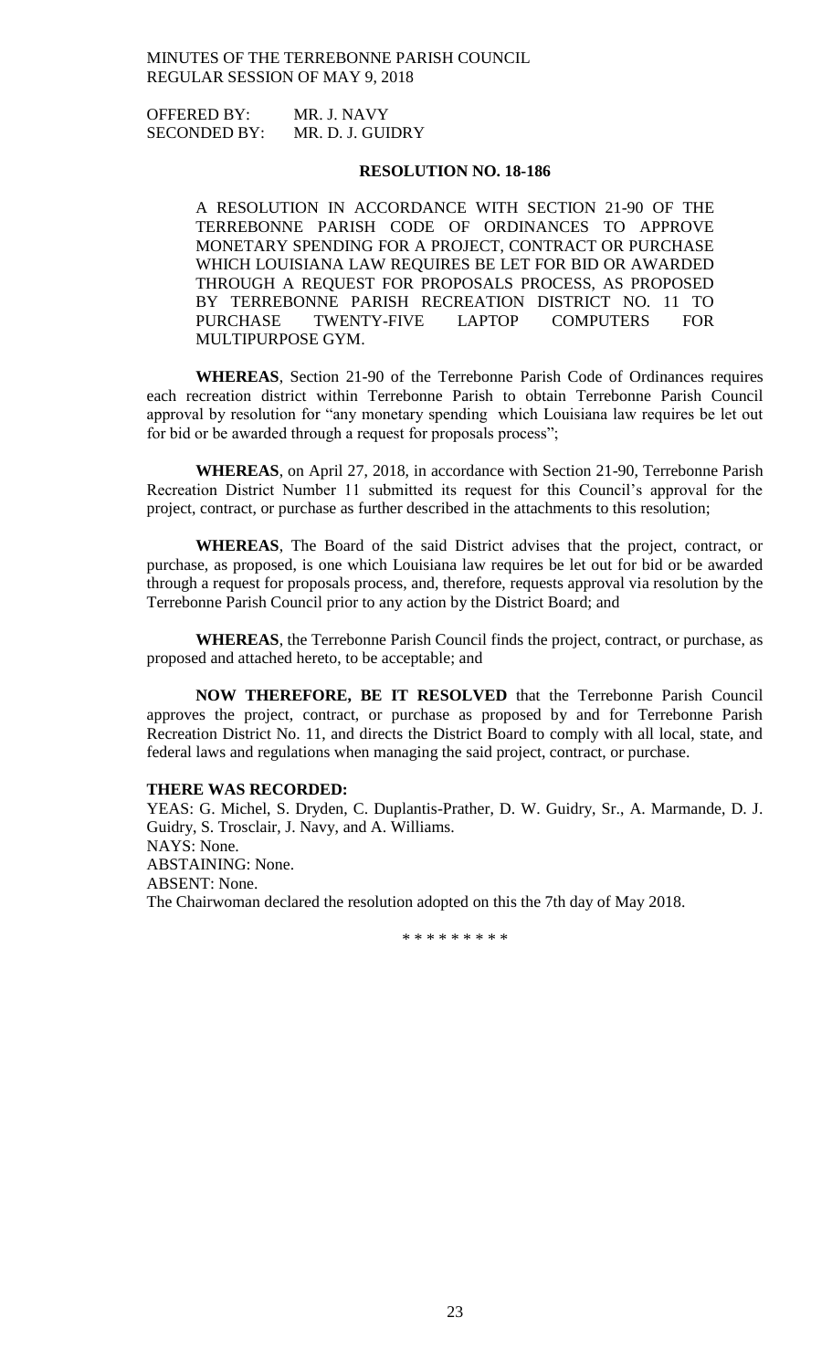OFFERED BY: MR. J. NAVY
SECONDED BY: MR. D. J. GUIDRY

**RESOLUTION NO. 18-186**

A RESOLUTION IN ACCORDANCE WITH SECTION 21-90 OF THE TERREBONNE PARISH CODE OF ORDINANCES TO APPROVE MONETARY SPENDING FOR A PROJECT, CONTRACT OR PURCHASE WHICH LOUISIANA LAW REQUIRES BE LET FOR BID OR AWARDED THROUGH A REQUEST FOR PROPOSALS PROCESS, AS PROPOSED BY TERREBONNE PARISH RECREATION DISTRICT NO. 11 TO PURCHASE TWENTY-FIVE LAPTOP COMPUTERS FOR MULTIPURPOSE GYM.

**WHEREAS**, Section 21-90 of the Terrebonne Parish Code of Ordinances requires each recreation district within Terrebonne Parish to obtain Terrebonne Parish Council approval by resolution for "any monetary spending which Louisiana law requires be let out for bid or be awarded through a request for proposals process";

**WHEREAS**, on April 27, 2018, in accordance with Section 21-90, Terrebonne Parish Recreation District Number 11 submitted its request for this Council's approval for the project, contract, or purchase as further described in the attachments to this resolution;

**WHEREAS**, The Board of the said District advises that the project, contract, or purchase, as proposed, is one which Louisiana law requires be let out for bid or be awarded through a request for proposals process, and, therefore, requests approval via resolution by the Terrebonne Parish Council prior to any action by the District Board; and

**WHEREAS**, the Terrebonne Parish Council finds the project, contract, or purchase, as proposed and attached hereto, to be acceptable; and

**NOW THEREFORE, BE IT RESOLVED** that the Terrebonne Parish Council approves the project, contract, or purchase as proposed by and for Terrebonne Parish Recreation District No. 11, and directs the District Board to comply with all local, state, and federal laws and regulations when managing the said project, contract, or purchase.

**THERE WAS RECORDED:**

YEAS: G. Michel, S. Dryden, C. Duplantis-Prather, D. W. Guidry, Sr., A. Marmande, D. J. Guidry, S. Trosclair, J. Navy, and A. Williams.
NAYS: None.
ABSTAINING: None.
ABSENT: None.
The Chairwoman declared the resolution adopted on this the 7th day of May 2018.

\* \* \* \* \* \* \* \* \*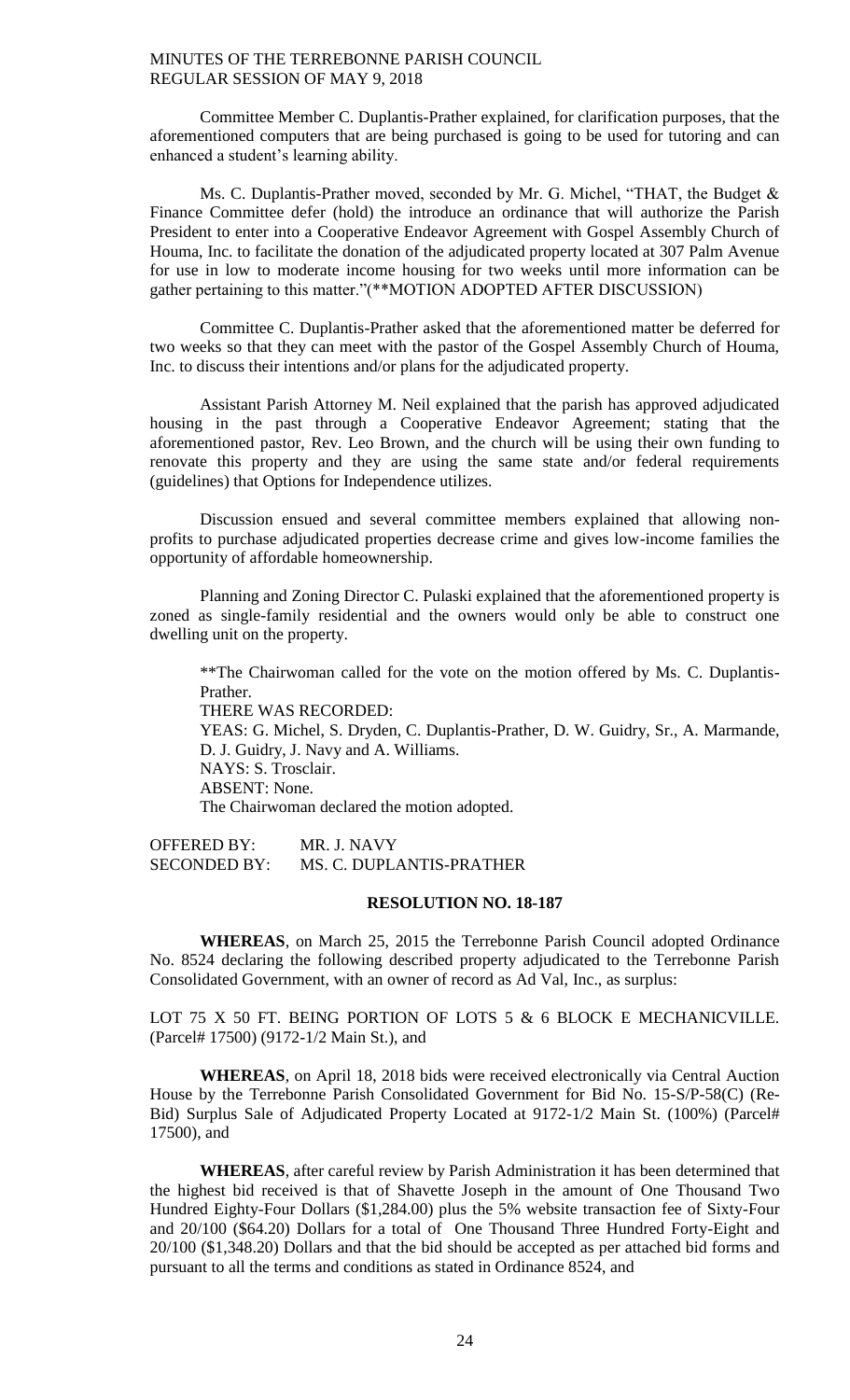Committee Member C. Duplantis-Prather explained, for clarification purposes, that the aforementioned computers that are being purchased is going to be used for tutoring and can enhanced a student's learning ability.

Ms. C. Duplantis-Prather moved, seconded by Mr. G. Michel, "THAT, the Budget & Finance Committee defer (hold) the introduce an ordinance that will authorize the Parish President to enter into a Cooperative Endeavor Agreement with Gospel Assembly Church of Houma, Inc. to facilitate the donation of the adjudicated property located at 307 Palm Avenue for use in low to moderate income housing for two weeks until more information can be gather pertaining to this matter."(**MOTION ADOPTED AFTER DISCUSSION)

Committee C. Duplantis-Prather asked that the aforementioned matter be deferred for two weeks so that they can meet with the pastor of the Gospel Assembly Church of Houma, Inc. to discuss their intentions and/or plans for the adjudicated property.

Assistant Parish Attorney M. Neil explained that the parish has approved adjudicated housing in the past through a Cooperative Endeavor Agreement; stating that the aforementioned pastor, Rev. Leo Brown, and the church will be using their own funding to renovate this property and they are using the same state and/or federal requirements (guidelines) that Options for Independence utilizes.

Discussion ensued and several committee members explained that allowing non-profits to purchase adjudicated properties decrease crime and gives low-income families the opportunity of affordable homeownership.

Planning and Zoning Director C. Pulaski explained that the aforementioned property is zoned as single-family residential and the owners would only be able to construct one dwelling unit on the property.

**The Chairwoman called for the vote on the motion offered by Ms. C. Duplantis-Prather.
THERE WAS RECORDED:
YEAS: G. Michel, S. Dryden, C. Duplantis-Prather, D. W. Guidry, Sr., A. Marmande, D. J. Guidry, J. Navy and A. Williams.
NAYS: S. Trosclair.
ABSENT: None.
The Chairwoman declared the motion adopted.

OFFERED BY: MR. J. NAVY
SECONDED BY: MS. C. DUPLANTIS-PRATHER

**RESOLUTION NO. 18-187**

**WHEREAS**, on March 25, 2015 the Terrebonne Parish Council adopted Ordinance No. 8524 declaring the following described property adjudicated to the Terrebonne Parish Consolidated Government, with an owner of record as Ad Val, Inc., as surplus:

LOT 75 X 50 FT. BEING PORTION OF LOTS 5 & 6 BLOCK E MECHANICVILLE. (Parcel# 17500) (9172-1/2 Main St.), and

**WHEREAS**, on April 18, 2018 bids were received electronically via Central Auction House by the Terrebonne Parish Consolidated Government for Bid No. 15-S/P-58(C) (Re-Bid) Surplus Sale of Adjudicated Property Located at 9172-1/2 Main St. (100%) (Parcel# 17500), and

**WHEREAS**, after careful review by Parish Administration it has been determined that the highest bid received is that of Shavette Joseph in the amount of One Thousand Two Hundred Eighty-Four Dollars ($1,284.00) plus the 5% website transaction fee of Sixty-Four and 20/100 ($64.20) Dollars for a total of One Thousand Three Hundred Forty-Eight and 20/100 ($1,348.20) Dollars and that the bid should be accepted as per attached bid forms and pursuant to all the terms and conditions as stated in Ordinance 8524, and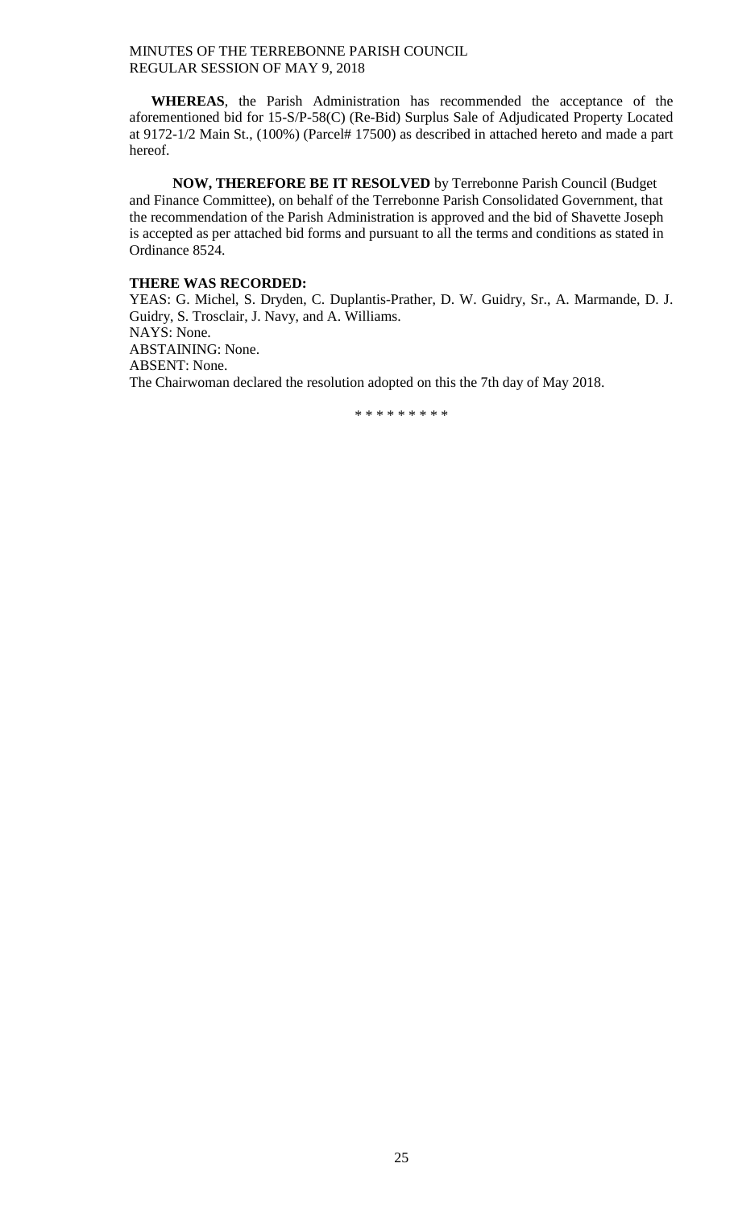**WHEREAS**, the Parish Administration has recommended the acceptance of the aforementioned bid for 15-S/P-58(C) (Re-Bid) Surplus Sale of Adjudicated Property Located at 9172-1/2 Main St., (100%) (Parcel# 17500) as described in attached hereto and made a part hereof.

**NOW, THEREFORE BE IT RESOLVED** by Terrebonne Parish Council (Budget and Finance Committee), on behalf of the Terrebonne Parish Consolidated Government, that the recommendation of the Parish Administration is approved and the bid of Shavette Joseph is accepted as per attached bid forms and pursuant to all the terms and conditions as stated in Ordinance 8524.

**THERE WAS RECORDED:**
YEAS: G. Michel, S. Dryden, C. Duplantis-Prather, D. W. Guidry, Sr., A. Marmande, D. J. Guidry, S. Trosclair, J. Navy, and A. Williams.
NAYS: None.
ABSTAINING: None.
ABSENT: None.
The Chairwoman declared the resolution adopted on this the 7th day of May 2018.

\* \* \* \* \* \* \* \* \*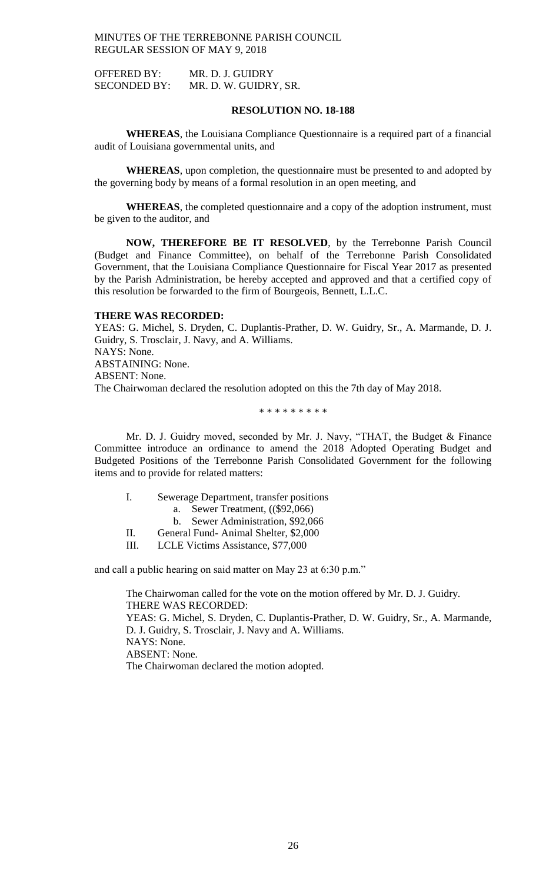OFFERED BY: MR. D. J. GUIDRY
SECONDED BY: MR. D. W. GUIDRY, SR.

**RESOLUTION NO. 18-188**

**WHEREAS**, the Louisiana Compliance Questionnaire is a required part of a financial audit of Louisiana governmental units, and

**WHEREAS**, upon completion, the questionnaire must be presented to and adopted by the governing body by means of a formal resolution in an open meeting, and

**WHEREAS**, the completed questionnaire and a copy of the adoption instrument, must be given to the auditor, and

**NOW, THEREFORE BE IT RESOLVED**, by the Terrebonne Parish Council (Budget and Finance Committee), on behalf of the Terrebonne Parish Consolidated Government, that the Louisiana Compliance Questionnaire for Fiscal Year 2017 as presented by the Parish Administration, be hereby accepted and approved and that a certified copy of this resolution be forwarded to the firm of Bourgeois, Bennett, L.L.C.

**THERE WAS RECORDED:**
YEAS: G. Michel, S. Dryden, C. Duplantis-Prather, D. W. Guidry, Sr., A. Marmande, D. J. Guidry, S. Trosclair, J. Navy, and A. Williams.
NAYS: None.
ABSTAINING: None.
ABSENT: None.
The Chairwoman declared the resolution adopted on this the 7th day of May 2018.

\* \* \* \* \* \* \* \* \*

Mr. D. J. Guidry moved, seconded by Mr. J. Navy, "THAT, the Budget & Finance Committee introduce an ordinance to amend the 2018 Adopted Operating Budget and Budgeted Positions of the Terrebonne Parish Consolidated Government for the following items and to provide for related matters:

I. Sewerage Department, transfer positions
   a. Sewer Treatment, (($92,066)
   b. Sewer Administration, $92,066
II. General Fund- Animal Shelter, $2,000
III. LCLE Victims Assistance, $77,000

and call a public hearing on said matter on May 23 at 6:30 p.m."

The Chairwoman called for the vote on the motion offered by Mr. D. J. Guidry.
THERE WAS RECORDED:
YEAS: G. Michel, S. Dryden, C. Duplantis-Prather, D. W. Guidry, Sr., A. Marmande, D. J. Guidry, S. Trosclair, J. Navy and A. Williams.
NAYS: None.
ABSENT: None.
The Chairwoman declared the motion adopted.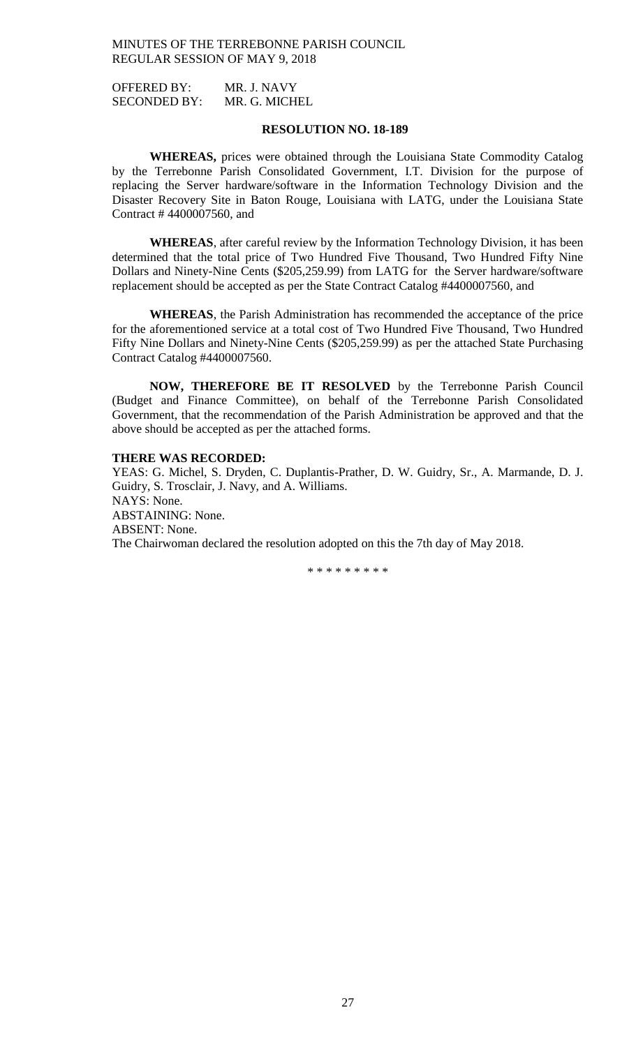OFFERED BY: MR. J. NAVY
SECONDED BY: MR. G. MICHEL

**RESOLUTION NO. 18-189**

**WHEREAS,** prices were obtained through the Louisiana State Commodity Catalog by the Terrebonne Parish Consolidated Government, I.T. Division for the purpose of replacing the Server hardware/software in the Information Technology Division and the Disaster Recovery Site in Baton Rouge, Louisiana with LATG, under the Louisiana State Contract # 4400007560, and

**WHEREAS**, after careful review by the Information Technology Division, it has been determined that the total price of Two Hundred Five Thousand, Two Hundred Fifty Nine Dollars and Ninety-Nine Cents ($205,259.99) from LATG for the Server hardware/software replacement should be accepted as per the State Contract Catalog #4400007560, and

**WHEREAS**, the Parish Administration has recommended the acceptance of the price for the aforementioned service at a total cost of Two Hundred Five Thousand, Two Hundred Fifty Nine Dollars and Ninety-Nine Cents ($205,259.99) as per the attached State Purchasing Contract Catalog #4400007560.

**NOW, THEREFORE BE IT RESOLVED** by the Terrebonne Parish Council (Budget and Finance Committee), on behalf of the Terrebonne Parish Consolidated Government, that the recommendation of the Parish Administration be approved and that the above should be accepted as per the attached forms.

**THERE WAS RECORDED:**

YEAS: G. Michel, S. Dryden, C. Duplantis-Prather, D. W. Guidry, Sr., A. Marmande, D. J. Guidry, S. Trosclair, J. Navy, and A. Williams.
NAYS: None.
ABSTAINING: None.
ABSENT: None.
The Chairwoman declared the resolution adopted on this the 7th day of May 2018.

\* \* \* \* \* \* \* \* \*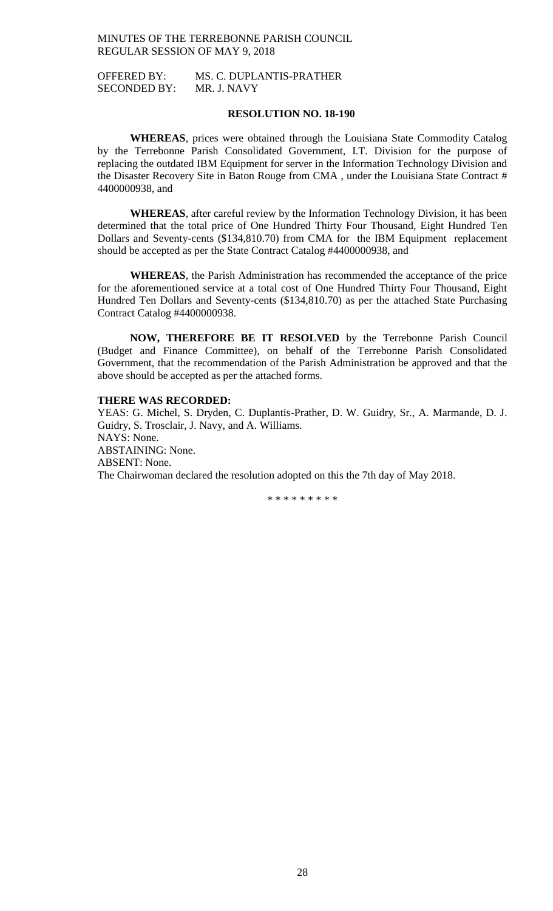OFFERED BY: MS. C. DUPLANTIS-PRATHER
SECONDED BY: MR. J. NAVY

**RESOLUTION NO. 18-190**

**WHEREAS**, prices were obtained through the Louisiana State Commodity Catalog by the Terrebonne Parish Consolidated Government, I.T. Division for the purpose of replacing the outdated IBM Equipment for server in the Information Technology Division and the Disaster Recovery Site in Baton Rouge from CMA , under the Louisiana State Contract # 4400000938, and

**WHEREAS**, after careful review by the Information Technology Division, it has been determined that the total price of One Hundred Thirty Four Thousand, Eight Hundred Ten Dollars and Seventy-cents ($134,810.70) from CMA for the IBM Equipment replacement should be accepted as per the State Contract Catalog #4400000938, and

**WHEREAS**, the Parish Administration has recommended the acceptance of the price for the aforementioned service at a total cost of One Hundred Thirty Four Thousand, Eight Hundred Ten Dollars and Seventy-cents ($134,810.70) as per the attached State Purchasing Contract Catalog #4400000938.

**NOW, THEREFORE BE IT RESOLVED** by the Terrebonne Parish Council (Budget and Finance Committee), on behalf of the Terrebonne Parish Consolidated Government, that the recommendation of the Parish Administration be approved and that the above should be accepted as per the attached forms.

**THERE WAS RECORDED:**

YEAS: G. Michel, S. Dryden, C. Duplantis-Prather, D. W. Guidry, Sr., A. Marmande, D. J. Guidry, S. Trosclair, J. Navy, and A. Williams.
NAYS: None.
ABSTAINING: None.
ABSENT: None.
The Chairwoman declared the resolution adopted on this the 7th day of May 2018.

\* \* \* \* \* \* \* \* \*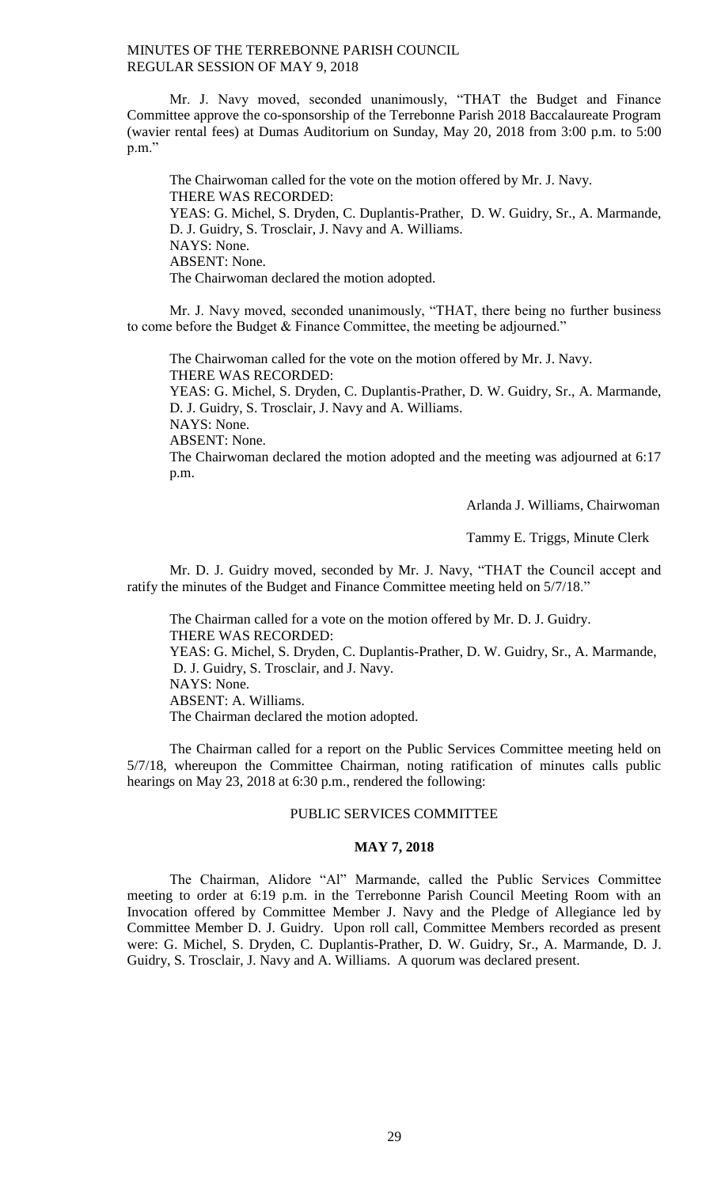Mr. J. Navy moved, seconded unanimously, "THAT the Budget and Finance Committee approve the co-sponsorship of the Terrebonne Parish 2018 Baccalaureate Program (wavier rental fees) at Dumas Auditorium on Sunday, May 20, 2018 from 3:00 p.m. to 5:00 p.m."

The Chairwoman called for the vote on the motion offered by Mr. J. Navy.
THERE WAS RECORDED:
YEAS: G. Michel, S. Dryden, C. Duplantis-Prather, D. W. Guidry, Sr., A. Marmande, D. J. Guidry, S. Trosclair, J. Navy and A. Williams.
NAYS: None.
ABSENT: None.
The Chairwoman declared the motion adopted.

Mr. J. Navy moved, seconded unanimously, "THAT, there being no further business to come before the Budget & Finance Committee, the meeting be adjourned."

The Chairwoman called for the vote on the motion offered by Mr. J. Navy.
THERE WAS RECORDED:
YEAS: G. Michel, S. Dryden, C. Duplantis-Prather, D. W. Guidry, Sr., A. Marmande, D. J. Guidry, S. Trosclair, J. Navy and A. Williams.
NAYS: None.
ABSENT: None.
The Chairwoman declared the motion adopted and the meeting was adjourned at 6:17 p.m.

Arlanda J. Williams, Chairwoman

Tammy E. Triggs, Minute Clerk

Mr. D. J. Guidry moved, seconded by Mr. J. Navy, "THAT the Council accept and ratify the minutes of the Budget and Finance Committee meeting held on 5/7/18."

The Chairman called for a vote on the motion offered by Mr. D. J. Guidry.
THERE WAS RECORDED:
YEAS: G. Michel, S. Dryden, C. Duplantis-Prather, D. W. Guidry, Sr., A. Marmande, D. J. Guidry, S. Trosclair, and J. Navy.
NAYS: None.
ABSENT: A. Williams.
The Chairman declared the motion adopted.

The Chairman called for a report on the Public Services Committee meeting held on 5/7/18, whereupon the Committee Chairman, noting ratification of minutes calls public hearings on May 23, 2018 at 6:30 p.m., rendered the following:

## PUBLIC SERVICES COMMITTEE

## MAY 7, 2018

The Chairman, Alidore "Al" Marmande, called the Public Services Committee meeting to order at 6:19 p.m. in the Terrebonne Parish Council Meeting Room with an Invocation offered by Committee Member J. Navy and the Pledge of Allegiance led by Committee Member D. J. Guidry. Upon roll call, Committee Members recorded as present were: G. Michel, S. Dryden, C. Duplantis-Prather, D. W. Guidry, Sr., A. Marmande, D. J. Guidry, S. Trosclair, J. Navy and A. Williams. A quorum was declared present.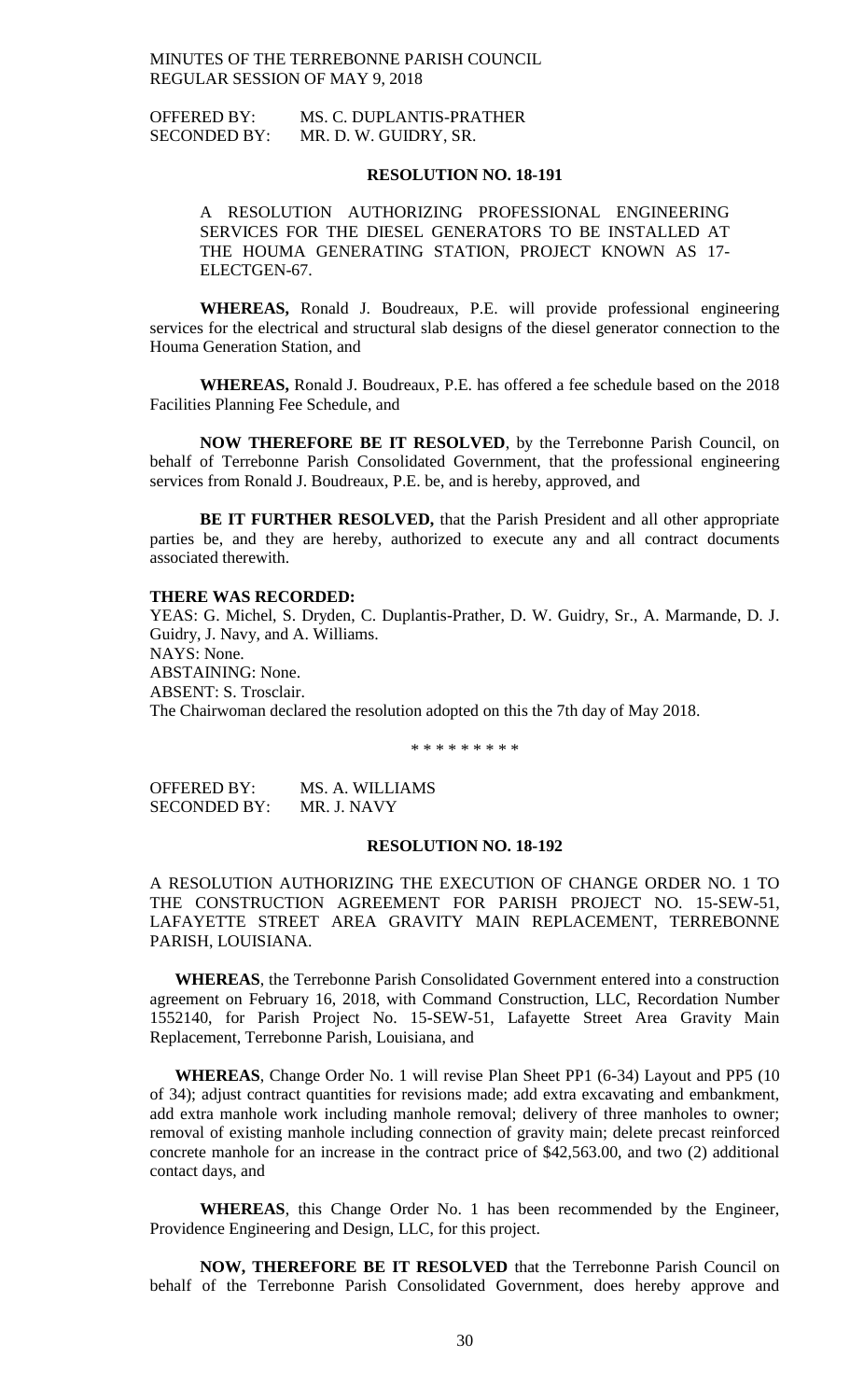OFFERED BY: MS. C. DUPLANTIS-PRATHER
SECONDED BY: MR. D. W. GUIDRY, SR.

**RESOLUTION NO. 18-191**

A RESOLUTION AUTHORIZING PROFESSIONAL ENGINEERING SERVICES FOR THE DIESEL GENERATORS TO BE INSTALLED AT THE HOUMA GENERATING STATION, PROJECT KNOWN AS 17-ELECTGEN-67.

**WHEREAS,** Ronald J. Boudreaux, P.E. will provide professional engineering services for the electrical and structural slab designs of the diesel generator connection to the Houma Generation Station, and

**WHEREAS,** Ronald J. Boudreaux, P.E. has offered a fee schedule based on the 2018 Facilities Planning Fee Schedule, and

**NOW THEREFORE BE IT RESOLVED**, by the Terrebonne Parish Council, on behalf of Terrebonne Parish Consolidated Government, that the professional engineering services from Ronald J. Boudreaux, P.E. be, and is hereby, approved, and

**BE IT FURTHER RESOLVED,** that the Parish President and all other appropriate parties be, and they are hereby, authorized to execute any and all contract documents associated therewith.

**THERE WAS RECORDED:**
YEAS: G. Michel, S. Dryden, C. Duplantis-Prather, D. W. Guidry, Sr., A. Marmande, D. J. Guidry, J. Navy, and A. Williams.
NAYS: None.
ABSTAINING: None.
ABSENT: S. Trosclair.
The Chairwoman declared the resolution adopted on this the 7th day of May 2018.

\* \* \* \* \* \* \* \* \*

OFFERED BY: MS. A. WILLIAMS
SECONDED BY: MR. J. NAVY

**RESOLUTION NO. 18-192**

A RESOLUTION AUTHORIZING THE EXECUTION OF CHANGE ORDER NO. 1 TO THE CONSTRUCTION AGREEMENT FOR PARISH PROJECT NO. 15-SEW-51, LAFAYETTE STREET AREA GRAVITY MAIN REPLACEMENT, TERREBONNE PARISH, LOUISIANA.

**WHEREAS**, the Terrebonne Parish Consolidated Government entered into a construction agreement on February 16, 2018, with Command Construction, LLC, Recordation Number 1552140, for Parish Project No. 15-SEW-51, Lafayette Street Area Gravity Main Replacement, Terrebonne Parish, Louisiana, and

**WHEREAS**, Change Order No. 1 will revise Plan Sheet PP1 (6-34) Layout and PP5 (10 of 34); adjust contract quantities for revisions made; add extra excavating and embankment, add extra manhole work including manhole removal; delivery of three manholes to owner; removal of existing manhole including connection of gravity main; delete precast reinforced concrete manhole for an increase in the contract price of $42,563.00, and two (2) additional contact days, and

**WHEREAS**, this Change Order No. 1 has been recommended by the Engineer, Providence Engineering and Design, LLC, for this project.

**NOW, THEREFORE BE IT RESOLVED** that the Terrebonne Parish Council on behalf of the Terrebonne Parish Consolidated Government, does hereby approve and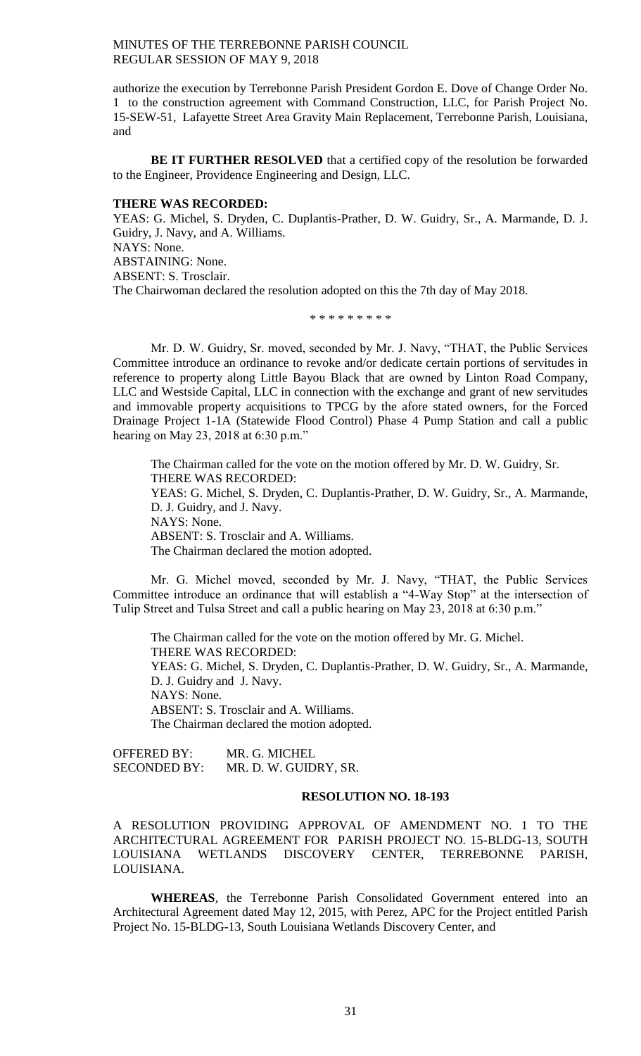authorize the execution by Terrebonne Parish President Gordon E. Dove of Change Order No. 1 to the construction agreement with Command Construction, LLC, for Parish Project No. 15-SEW-51, Lafayette Street Area Gravity Main Replacement, Terrebonne Parish, Louisiana, and

**BE IT FURTHER RESOLVED** that a certified copy of the resolution be forwarded to the Engineer, Providence Engineering and Design, LLC.

**THERE WAS RECORDED:**

YEAS: G. Michel, S. Dryden, C. Duplantis-Prather, D. W. Guidry, Sr., A. Marmande, D. J. Guidry, J. Navy, and A. Williams.
NAYS: None.
ABSTAINING: None.
ABSENT: S. Trosclair.
The Chairwoman declared the resolution adopted on this the 7th day of May 2018.

\* \* \* \* \* \* \* \* \*

Mr. D. W. Guidry, Sr. moved, seconded by Mr. J. Navy, "THAT, the Public Services Committee introduce an ordinance to revoke and/or dedicate certain portions of servitudes in reference to property along Little Bayou Black that are owned by Linton Road Company, LLC and Westside Capital, LLC in connection with the exchange and grant of new servitudes and immovable property acquisitions to TPCG by the afore stated owners, for the Forced Drainage Project 1-1A (Statewide Flood Control) Phase 4 Pump Station and call a public hearing on May 23, 2018 at 6:30 p.m."

The Chairman called for the vote on the motion offered by Mr. D. W. Guidry, Sr.
THERE WAS RECORDED:
YEAS: G. Michel, S. Dryden, C. Duplantis-Prather, D. W. Guidry, Sr., A. Marmande, D. J. Guidry, and J. Navy.
NAYS: None.
ABSENT: S. Trosclair and A. Williams.
The Chairman declared the motion adopted.

Mr. G. Michel moved, seconded by Mr. J. Navy, "THAT, the Public Services Committee introduce an ordinance that will establish a "4-Way Stop" at the intersection of Tulip Street and Tulsa Street and call a public hearing on May 23, 2018 at 6:30 p.m."

The Chairman called for the vote on the motion offered by Mr. G. Michel.
THERE WAS RECORDED:
YEAS: G. Michel, S. Dryden, C. Duplantis-Prather, D. W. Guidry, Sr., A. Marmande, D. J. Guidry and J. Navy.
NAYS: None.
ABSENT: S. Trosclair and A. Williams.
The Chairman declared the motion adopted.

OFFERED BY: MR. G. MICHEL
SECONDED BY: MR. D. W. GUIDRY, SR.

**RESOLUTION NO. 18-193**

A RESOLUTION PROVIDING APPROVAL OF AMENDMENT NO. 1 TO THE ARCHITECTURAL AGREEMENT FOR PARISH PROJECT NO. 15-BLDG-13, SOUTH LOUISIANA WETLANDS DISCOVERY CENTER, TERREBONNE PARISH, LOUISIANA.

**WHEREAS**, the Terrebonne Parish Consolidated Government entered into an Architectural Agreement dated May 12, 2015, with Perez, APC for the Project entitled Parish Project No. 15-BLDG-13, South Louisiana Wetlands Discovery Center, and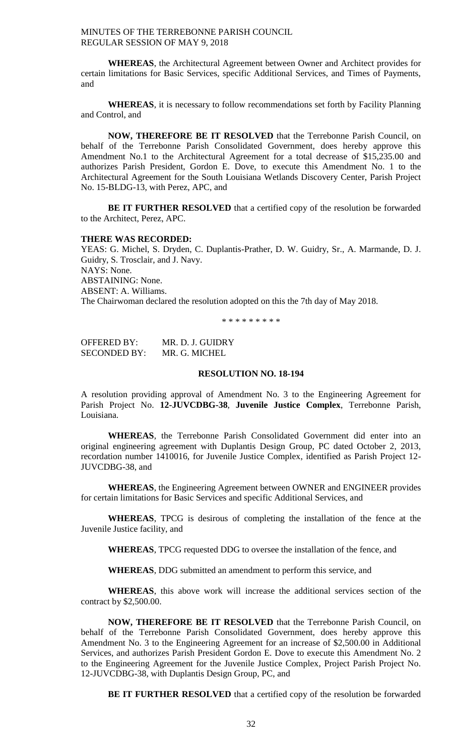**WHEREAS**, the Architectural Agreement between Owner and Architect provides for certain limitations for Basic Services, specific Additional Services, and Times of Payments, and

**WHEREAS**, it is necessary to follow recommendations set forth by Facility Planning and Control, and

**NOW, THEREFORE BE IT RESOLVED** that the Terrebonne Parish Council, on behalf of the Terrebonne Parish Consolidated Government, does hereby approve this Amendment No.1 to the Architectural Agreement for a total decrease of $15,235.00 and authorizes Parish President, Gordon E. Dove, to execute this Amendment No. 1 to the Architectural Agreement for the South Louisiana Wetlands Discovery Center, Parish Project No. 15-BLDG-13, with Perez, APC, and

**BE IT FURTHER RESOLVED** that a certified copy of the resolution be forwarded to the Architect, Perez, APC.

**THERE WAS RECORDED:**
YEAS: G. Michel, S. Dryden, C. Duplantis-Prather, D. W. Guidry, Sr., A. Marmande, D. J. Guidry, S. Trosclair, and J. Navy.
NAYS: None.
ABSTAINING: None.
ABSENT: A. Williams.
The Chairwoman declared the resolution adopted on this the 7th day of May 2018.

\* \* \* \* \* \* \* \* \*

OFFERED BY: MR. D. J. GUIDRY
SECONDED BY: MR. G. MICHEL

**RESOLUTION NO. 18-194**

A resolution providing approval of Amendment No. 3 to the Engineering Agreement for Parish Project No. **12-JUVCDBG-38**, **Juvenile Justice Complex**, Terrebonne Parish, Louisiana.

**WHEREAS**, the Terrebonne Parish Consolidated Government did enter into an original engineering agreement with Duplantis Design Group, PC dated October 2, 2013, recordation number 1410016, for Juvenile Justice Complex, identified as Parish Project 12-JUVCDBG-38, and

**WHEREAS**, the Engineering Agreement between OWNER and ENGINEER provides for certain limitations for Basic Services and specific Additional Services, and

**WHEREAS**, TPCG is desirous of completing the installation of the fence at the Juvenile Justice facility, and

**WHEREAS**, TPCG requested DDG to oversee the installation of the fence, and

**WHEREAS**, DDG submitted an amendment to perform this service, and

**WHEREAS**, this above work will increase the additional services section of the contract by $2,500.00.

**NOW, THEREFORE BE IT RESOLVED** that the Terrebonne Parish Council, on behalf of the Terrebonne Parish Consolidated Government, does hereby approve this Amendment No. 3 to the Engineering Agreement for an increase of $2,500.00 in Additional Services, and authorizes Parish President Gordon E. Dove to execute this Amendment No. 2 to the Engineering Agreement for the Juvenile Justice Complex, Project Parish Project No. 12-JUVCDBG-38, with Duplantis Design Group, PC, and

**BE IT FURTHER RESOLVED** that a certified copy of the resolution be forwarded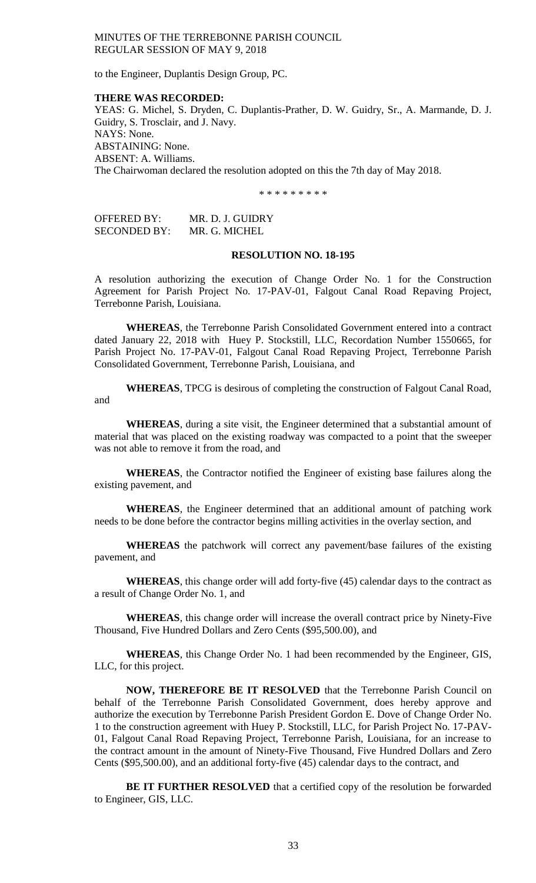to the Engineer, Duplantis Design Group, PC.

**THERE WAS RECORDED:**

YEAS: G. Michel, S. Dryden, C. Duplantis-Prather, D. W. Guidry, Sr., A. Marmande, D. J. Guidry, S. Trosclair, and J. Navy.
NAYS: None.
ABSTAINING: None.
ABSENT: A. Williams.
The Chairwoman declared the resolution adopted on this the 7th day of May 2018.

\* \* \* \* \* \* \* \* \*

OFFERED BY: MR. D. J. GUIDRY
SECONDED BY: MR. G. MICHEL

**RESOLUTION NO. 18-195**

A resolution authorizing the execution of Change Order No. 1 for the Construction Agreement for Parish Project No. 17-PAV-01, Falgout Canal Road Repaving Project, Terrebonne Parish, Louisiana.

**WHEREAS**, the Terrebonne Parish Consolidated Government entered into a contract dated January 22, 2018 with Huey P. Stockstill, LLC, Recordation Number 1550665, for Parish Project No. 17-PAV-01, Falgout Canal Road Repaving Project, Terrebonne Parish Consolidated Government, Terrebonne Parish, Louisiana, and

**WHEREAS**, TPCG is desirous of completing the construction of Falgout Canal Road, and

**WHEREAS**, during a site visit, the Engineer determined that a substantial amount of material that was placed on the existing roadway was compacted to a point that the sweeper was not able to remove it from the road, and

**WHEREAS**, the Contractor notified the Engineer of existing base failures along the existing pavement, and

**WHEREAS**, the Engineer determined that an additional amount of patching work needs to be done before the contractor begins milling activities in the overlay section, and

**WHEREAS** the patchwork will correct any pavement/base failures of the existing pavement, and

**WHEREAS**, this change order will add forty-five (45) calendar days to the contract as a result of Change Order No. 1, and

**WHEREAS**, this change order will increase the overall contract price by Ninety-Five Thousand, Five Hundred Dollars and Zero Cents ($95,500.00), and

**WHEREAS**, this Change Order No. 1 had been recommended by the Engineer, GIS, LLC, for this project.

**NOW, THEREFORE BE IT RESOLVED** that the Terrebonne Parish Council on behalf of the Terrebonne Parish Consolidated Government, does hereby approve and authorize the execution by Terrebonne Parish President Gordon E. Dove of Change Order No. 1 to the construction agreement with Huey P. Stockstill, LLC, for Parish Project No. 17-PAV-01, Falgout Canal Road Repaving Project, Terrebonne Parish, Louisiana, for an increase to the contract amount in the amount of Ninety-Five Thousand, Five Hundred Dollars and Zero Cents ($95,500.00), and an additional forty-five (45) calendar days to the contract, and

**BE IT FURTHER RESOLVED** that a certified copy of the resolution be forwarded to Engineer, GIS, LLC.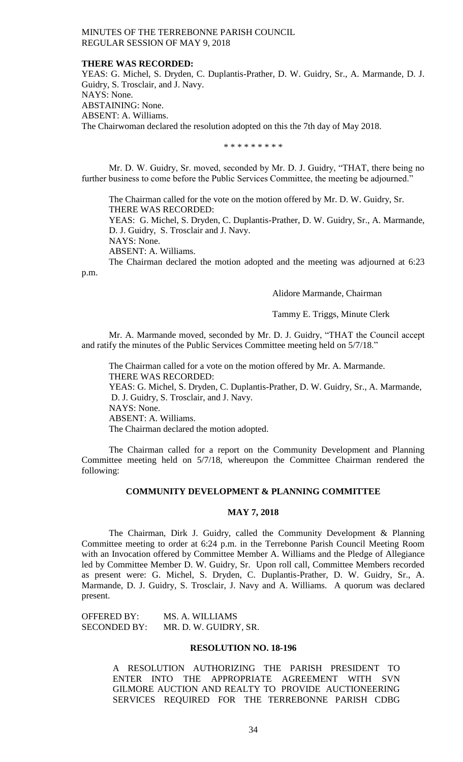**THERE WAS RECORDED:**
YEAS: G. Michel, S. Dryden, C. Duplantis-Prather, D. W. Guidry, Sr., A. Marmande, D. J. Guidry, S. Trosclair, and J. Navy.
NAYS: None.
ABSTAINING: None.
ABSENT: A. Williams.
The Chairwoman declared the resolution adopted on this the 7th day of May 2018.

\* \* \* \* \* \* \* \* \*

Mr. D. W. Guidry, Sr. moved, seconded by Mr. D. J. Guidry, "THAT, there being no further business to come before the Public Services Committee, the meeting be adjourned."

The Chairman called for the vote on the motion offered by Mr. D. W. Guidry, Sr.
THERE WAS RECORDED:
YEAS: G. Michel, S. Dryden, C. Duplantis-Prather, D. W. Guidry, Sr., A. Marmande, D. J. Guidry, S. Trosclair and J. Navy.
NAYS: None.
ABSENT: A. Williams.
The Chairman declared the motion adopted and the meeting was adjourned at 6:23 p.m.

Alidore Marmande, Chairman

Tammy E. Triggs, Minute Clerk

Mr. A. Marmande moved, seconded by Mr. D. J. Guidry, "THAT the Council accept and ratify the minutes of the Public Services Committee meeting held on 5/7/18."

The Chairman called for a vote on the motion offered by Mr. A. Marmande.
THERE WAS RECORDED:
YEAS: G. Michel, S. Dryden, C. Duplantis-Prather, D. W. Guidry, Sr., A. Marmande, D. J. Guidry, S. Trosclair, and J. Navy.
NAYS: None.
ABSENT: A. Williams.
The Chairman declared the motion adopted.

The Chairman called for a report on the Community Development and Planning Committee meeting held on 5/7/18, whereupon the Committee Chairman rendered the following:

## COMMUNITY DEVELOPMENT & PLANNING COMMITTEE

### MAY 7, 2018

The Chairman, Dirk J. Guidry, called the Community Development & Planning Committee meeting to order at 6:24 p.m. in the Terrebonne Parish Council Meeting Room with an Invocation offered by Committee Member A. Williams and the Pledge of Allegiance led by Committee Member D. W. Guidry, Sr. Upon roll call, Committee Members recorded as present were: G. Michel, S. Dryden, C. Duplantis-Prather, D. W. Guidry, Sr., A. Marmande, D. J. Guidry, S. Trosclair, J. Navy and A. Williams. A quorum was declared present.

OFFERED BY: MS. A. WILLIAMS
SECONDED BY: MR. D. W. GUIDRY, SR.

### RESOLUTION NO. 18-196

A RESOLUTION AUTHORIZING THE PARISH PRESIDENT TO ENTER INTO THE APPROPRIATE AGREEMENT WITH SVN GILMORE AUCTION AND REALTY TO PROVIDE AUCTIONEERING SERVICES REQUIRED FOR THE TERREBONNE PARISH CDBG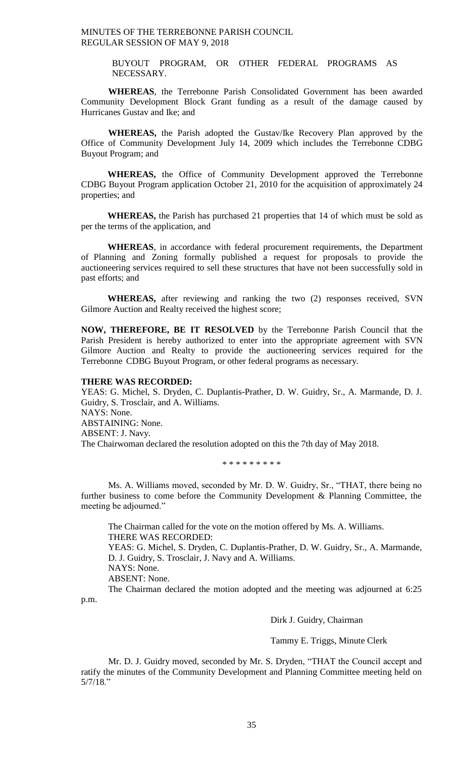BUYOUT PROGRAM, OR OTHER FEDERAL PROGRAMS AS NECESSARY.

**WHEREAS**, the Terrebonne Parish Consolidated Government has been awarded Community Development Block Grant funding as a result of the damage caused by Hurricanes Gustav and Ike; and

**WHEREAS,** the Parish adopted the Gustav/Ike Recovery Plan approved by the Office of Community Development July 14, 2009 which includes the Terrebonne CDBG Buyout Program; and

**WHEREAS,** the Office of Community Development approved the Terrebonne CDBG Buyout Program application October 21, 2010 for the acquisition of approximately 24 properties; and

**WHEREAS,** the Parish has purchased 21 properties that 14 of which must be sold as per the terms of the application, and

**WHEREAS**, in accordance with federal procurement requirements, the Department of Planning and Zoning formally published a request for proposals to provide the auctioneering services required to sell these structures that have not been successfully sold in past efforts; and

**WHEREAS,** after reviewing and ranking the two (2) responses received, SVN Gilmore Auction and Realty received the highest score;

**NOW, THEREFORE, BE IT RESOLVED** by the Terrebonne Parish Council that the Parish President is hereby authorized to enter into the appropriate agreement with SVN Gilmore Auction and Realty to provide the auctioneering services required for the Terrebonne CDBG Buyout Program, or other federal programs as necessary.

**THERE WAS RECORDED:**

YEAS: G. Michel, S. Dryden, C. Duplantis-Prather, D. W. Guidry, Sr., A. Marmande, D. J. Guidry, S. Trosclair, and A. Williams.
NAYS: None.
ABSTAINING: None.
ABSENT: J. Navy.
The Chairwoman declared the resolution adopted on this the 7th day of May 2018.

\* \* \* \* \* \* \* \* \*

Ms. A. Williams moved, seconded by Mr. D. W. Guidry, Sr., "THAT, there being no further business to come before the Community Development & Planning Committee, the meeting be adjourned."

The Chairman called for the vote on the motion offered by Ms. A. Williams.
THERE WAS RECORDED:
YEAS: G. Michel, S. Dryden, C. Duplantis-Prather, D. W. Guidry, Sr., A. Marmande, D. J. Guidry, S. Trosclair, J. Navy and A. Williams.
NAYS: None.
ABSENT: None.
The Chairman declared the motion adopted and the meeting was adjourned at 6:25 p.m.

Dirk J. Guidry, Chairman

Tammy E. Triggs, Minute Clerk

Mr. D. J. Guidry moved, seconded by Mr. S. Dryden, "THAT the Council accept and ratify the minutes of the Community Development and Planning Committee meeting held on 5/7/18."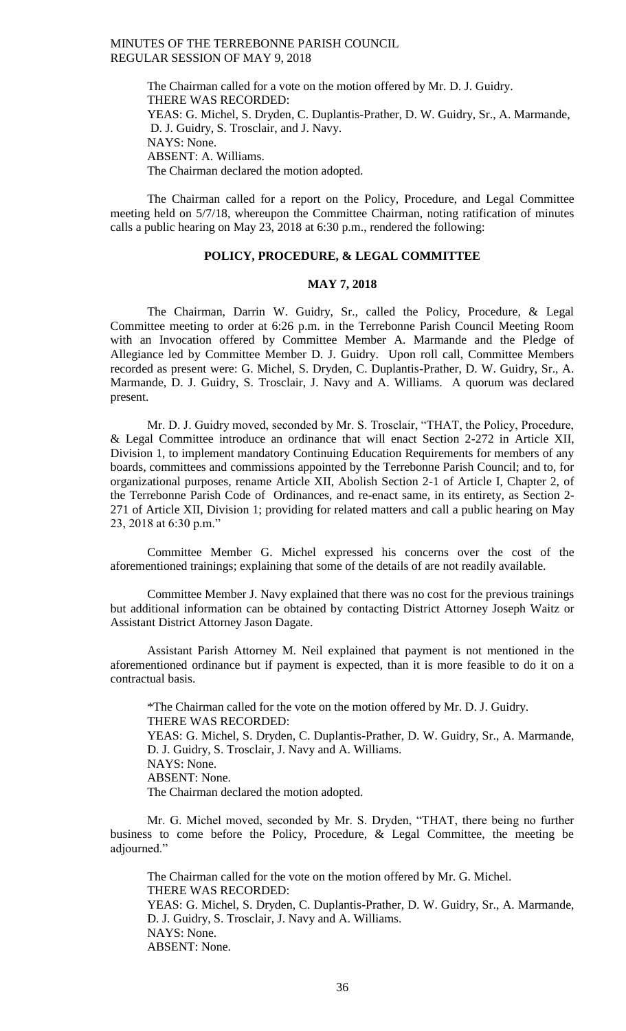The Chairman called for a vote on the motion offered by Mr. D. J. Guidry.
THERE WAS RECORDED:
YEAS: G. Michel, S. Dryden, C. Duplantis-Prather, D. W. Guidry, Sr., A. Marmande, D. J. Guidry, S. Trosclair, and J. Navy.
NAYS: None.
ABSENT: A. Williams.
The Chairman declared the motion adopted.

The Chairman called for a report on the Policy, Procedure, and Legal Committee meeting held on 5/7/18, whereupon the Committee Chairman, noting ratification of minutes calls a public hearing on May 23, 2018 at 6:30 p.m., rendered the following:

## POLICY, PROCEDURE, & LEGAL COMMITTEE

## MAY 7, 2018

The Chairman, Darrin W. Guidry, Sr., called the Policy, Procedure, & Legal Committee meeting to order at 6:26 p.m. in the Terrebonne Parish Council Meeting Room with an Invocation offered by Committee Member A. Marmande and the Pledge of Allegiance led by Committee Member D. J. Guidry. Upon roll call, Committee Members recorded as present were: G. Michel, S. Dryden, C. Duplantis-Prather, D. W. Guidry, Sr., A. Marmande, D. J. Guidry, S. Trosclair, J. Navy and A. Williams. A quorum was declared present.

Mr. D. J. Guidry moved, seconded by Mr. S. Trosclair, "THAT, the Policy, Procedure, & Legal Committee introduce an ordinance that will enact Section 2-272 in Article XII, Division 1, to implement mandatory Continuing Education Requirements for members of any boards, committees and commissions appointed by the Terrebonne Parish Council; and to, for organizational purposes, rename Article XII, Abolish Section 2-1 of Article I, Chapter 2, of the Terrebonne Parish Code of Ordinances, and re-enact same, in its entirety, as Section 2-271 of Article XII, Division 1; providing for related matters and call a public hearing on May 23, 2018 at 6:30 p.m."

Committee Member G. Michel expressed his concerns over the cost of the aforementioned trainings; explaining that some of the details of are not readily available.

Committee Member J. Navy explained that there was no cost for the previous trainings but additional information can be obtained by contacting District Attorney Joseph Waitz or Assistant District Attorney Jason Dagate.

Assistant Parish Attorney M. Neil explained that payment is not mentioned in the aforementioned ordinance but if payment is expected, than it is more feasible to do it on a contractual basis.

*The Chairman called for the vote on the motion offered by Mr. D. J. Guidry.
THERE WAS RECORDED:
YEAS: G. Michel, S. Dryden, C. Duplantis-Prather, D. W. Guidry, Sr., A. Marmande, D. J. Guidry, S. Trosclair, J. Navy and A. Williams.
NAYS: None.
ABSENT: None.
The Chairman declared the motion adopted.

Mr. G. Michel moved, seconded by Mr. S. Dryden, "THAT, there being no further business to come before the Policy, Procedure, & Legal Committee, the meeting be adjourned."

The Chairman called for the vote on the motion offered by Mr. G. Michel.
THERE WAS RECORDED:
YEAS: G. Michel, S. Dryden, C. Duplantis-Prather, D. W. Guidry, Sr., A. Marmande, D. J. Guidry, S. Trosclair, J. Navy and A. Williams.
NAYS: None.
ABSENT: None.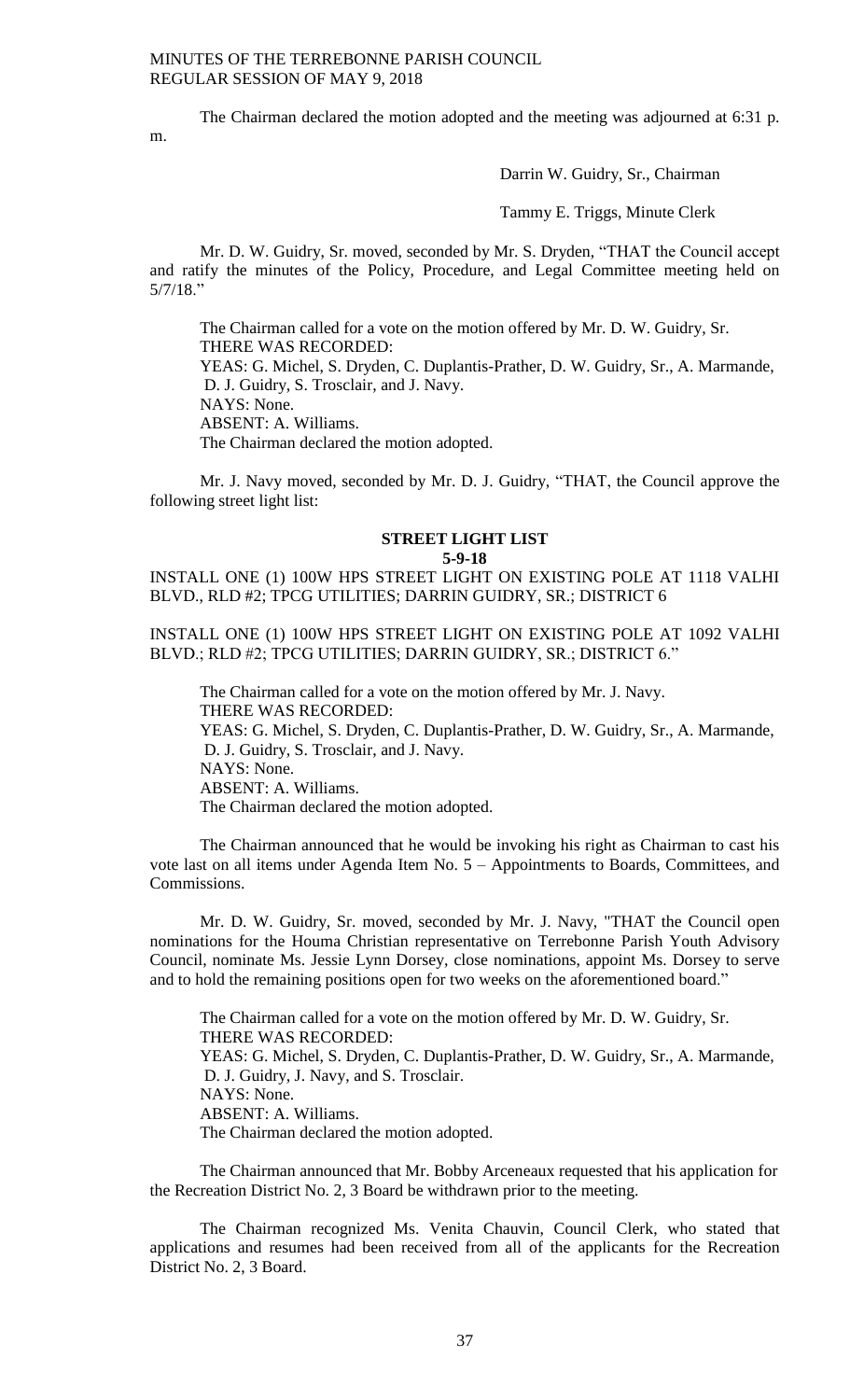The Chairman declared the motion adopted and the meeting was adjourned at 6:31 p. m.

Darrin W. Guidry, Sr., Chairman

Tammy E. Triggs, Minute Clerk

Mr. D. W. Guidry, Sr. moved, seconded by Mr. S. Dryden, "THAT the Council accept and ratify the minutes of the Policy, Procedure, and Legal Committee meeting held on 5/7/18."

The Chairman called for a vote on the motion offered by Mr. D. W. Guidry, Sr.
THERE WAS RECORDED:
YEAS: G. Michel, S. Dryden, C. Duplantis-Prather, D. W. Guidry, Sr., A. Marmande, D. J. Guidry, S. Trosclair, and J. Navy.
NAYS: None.
ABSENT: A. Williams.
The Chairman declared the motion adopted.

Mr. J. Navy moved, seconded by Mr. D. J. Guidry, "THAT, the Council approve the following street light list:

**STREET LIGHT LIST**
**5-9-18**

INSTALL ONE (1) 100W HPS STREET LIGHT ON EXISTING POLE AT 1118 VALHI BLVD., RLD #2; TPCG UTILITIES; DARRIN GUIDRY, SR.; DISTRICT 6

INSTALL ONE (1) 100W HPS STREET LIGHT ON EXISTING POLE AT 1092 VALHI BLVD.; RLD #2; TPCG UTILITIES; DARRIN GUIDRY, SR.; DISTRICT 6."

The Chairman called for a vote on the motion offered by Mr. J. Navy.
THERE WAS RECORDED:
YEAS: G. Michel, S. Dryden, C. Duplantis-Prather, D. W. Guidry, Sr., A. Marmande, D. J. Guidry, S. Trosclair, and J. Navy.
NAYS: None.
ABSENT: A. Williams.
The Chairman declared the motion adopted.

The Chairman announced that he would be invoking his right as Chairman to cast his vote last on all items under Agenda Item No. 5 – Appointments to Boards, Committees, and Commissions.

Mr. D. W. Guidry, Sr. moved, seconded by Mr. J. Navy, "THAT the Council open nominations for the Houma Christian representative on Terrebonne Parish Youth Advisory Council, nominate Ms. Jessie Lynn Dorsey, close nominations, appoint Ms. Dorsey to serve and to hold the remaining positions open for two weeks on the aforementioned board."

The Chairman called for a vote on the motion offered by Mr. D. W. Guidry, Sr.
THERE WAS RECORDED:
YEAS: G. Michel, S. Dryden, C. Duplantis-Prather, D. W. Guidry, Sr., A. Marmande, D. J. Guidry, J. Navy, and S. Trosclair.
NAYS: None.
ABSENT: A. Williams.
The Chairman declared the motion adopted.

The Chairman announced that Mr. Bobby Arceneaux requested that his application for the Recreation District No. 2, 3 Board be withdrawn prior to the meeting.

The Chairman recognized Ms. Venita Chauvin, Council Clerk, who stated that applications and resumes had been received from all of the applicants for the Recreation District No. 2, 3 Board.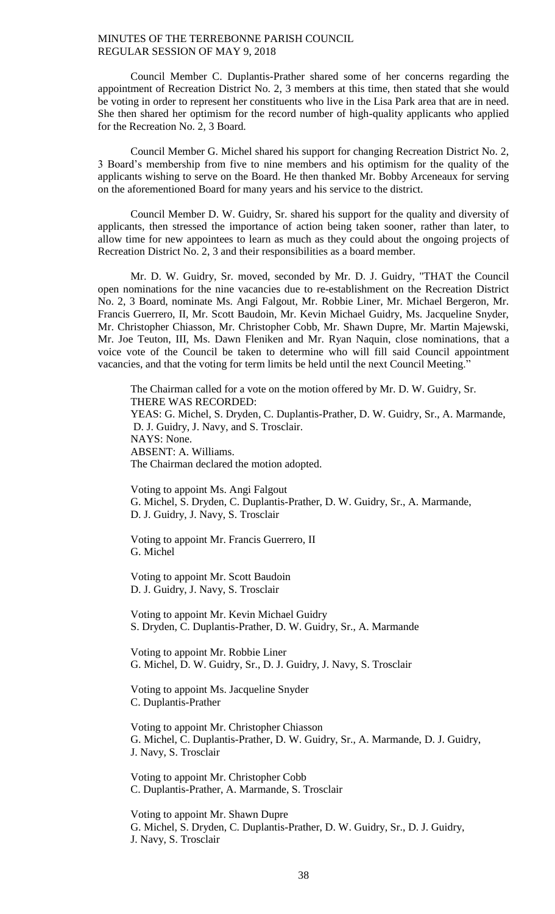Council Member C. Duplantis-Prather shared some of her concerns regarding the appointment of Recreation District No. 2, 3 members at this time, then stated that she would be voting in order to represent her constituents who live in the Lisa Park area that are in need. She then shared her optimism for the record number of high-quality applicants who applied for the Recreation No. 2, 3 Board.

Council Member G. Michel shared his support for changing Recreation District No. 2, 3 Board's membership from five to nine members and his optimism for the quality of the applicants wishing to serve on the Board. He then thanked Mr. Bobby Arceneaux for serving on the aforementioned Board for many years and his service to the district.

Council Member D. W. Guidry, Sr. shared his support for the quality and diversity of applicants, then stressed the importance of action being taken sooner, rather than later, to allow time for new appointees to learn as much as they could about the ongoing projects of Recreation District No. 2, 3 and their responsibilities as a board member.

Mr. D. W. Guidry, Sr. moved, seconded by Mr. D. J. Guidry, "THAT the Council open nominations for the nine vacancies due to re-establishment on the Recreation District No. 2, 3 Board, nominate Ms. Angi Falgout, Mr. Robbie Liner, Mr. Michael Bergeron, Mr. Francis Guerrero, II, Mr. Scott Baudoin, Mr. Kevin Michael Guidry, Ms. Jacqueline Snyder, Mr. Christopher Chiasson, Mr. Christopher Cobb, Mr. Shawn Dupre, Mr. Martin Majewski, Mr. Joe Teuton, III, Ms. Dawn Fleniken and Mr. Ryan Naquin, close nominations, that a voice vote of the Council be taken to determine who will fill said Council appointment vacancies, and that the voting for term limits be held until the next Council Meeting."

The Chairman called for a vote on the motion offered by Mr. D. W. Guidry, Sr.
THERE WAS RECORDED:
YEAS: G. Michel, S. Dryden, C. Duplantis-Prather, D. W. Guidry, Sr., A. Marmande, D. J. Guidry, J. Navy, and S. Trosclair.
NAYS: None.
ABSENT: A. Williams.
The Chairman declared the motion adopted.

Voting to appoint Ms. Angi Falgout
G. Michel, S. Dryden, C. Duplantis-Prather, D. W. Guidry, Sr., A. Marmande, D. J. Guidry, J. Navy, S. Trosclair

Voting to appoint Mr. Francis Guerrero, II
G. Michel

Voting to appoint Mr. Scott Baudoin
D. J. Guidry, J. Navy, S. Trosclair

Voting to appoint Mr. Kevin Michael Guidry
S. Dryden, C. Duplantis-Prather, D. W. Guidry, Sr., A. Marmande

Voting to appoint Mr. Robbie Liner
G. Michel, D. W. Guidry, Sr., D. J. Guidry, J. Navy, S. Trosclair

Voting to appoint Ms. Jacqueline Snyder
C. Duplantis-Prather

Voting to appoint Mr. Christopher Chiasson
G. Michel, C. Duplantis-Prather, D. W. Guidry, Sr., A. Marmande, D. J. Guidry, J. Navy, S. Trosclair

Voting to appoint Mr. Christopher Cobb
C. Duplantis-Prather, A. Marmande, S. Trosclair

Voting to appoint Mr. Shawn Dupre
G. Michel, S. Dryden, C. Duplantis-Prather, D. W. Guidry, Sr., D. J. Guidry, J. Navy, S. Trosclair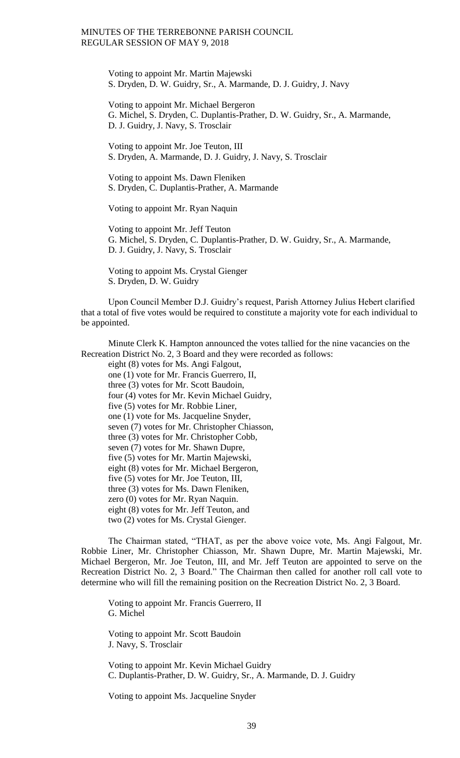Voting to appoint Mr. Martin Majewski
S. Dryden, D. W. Guidry, Sr., A. Marmande, D. J. Guidry, J. Navy

Voting to appoint Mr. Michael Bergeron
G. Michel, S. Dryden, C. Duplantis-Prather, D. W. Guidry, Sr., A. Marmande, D. J. Guidry, J. Navy, S. Trosclair

Voting to appoint Mr. Joe Teuton, III
S. Dryden, A. Marmande, D. J. Guidry, J. Navy, S. Trosclair

Voting to appoint Ms. Dawn Fleniken
S. Dryden, C. Duplantis-Prather, A. Marmande

Voting to appoint Mr. Ryan Naquin

Voting to appoint Mr. Jeff Teuton
G. Michel, S. Dryden, C. Duplantis-Prather, D. W. Guidry, Sr., A. Marmande, D. J. Guidry, J. Navy, S. Trosclair

Voting to appoint Ms. Crystal Gienger
S. Dryden, D. W. Guidry

Upon Council Member D.J. Guidry's request, Parish Attorney Julius Hebert clarified that a total of five votes would be required to constitute a majority vote for each individual to be appointed.

Minute Clerk K. Hampton announced the votes tallied for the nine vacancies on the Recreation District No. 2, 3 Board and they were recorded as follows:

eight (8) votes for Ms. Angi Falgout,
one (1) vote for Mr. Francis Guerrero, II,
three (3) votes for Mr. Scott Baudoin,
four (4) votes for Mr. Kevin Michael Guidry,
five (5) votes for Mr. Robbie Liner,
one (1) vote for Ms. Jacqueline Snyder,
seven (7) votes for Mr. Christopher Chiasson,
three (3) votes for Mr. Christopher Cobb,
seven (7) votes for Mr. Shawn Dupre,
five (5) votes for Mr. Martin Majewski,
eight (8) votes for Mr. Michael Bergeron,
five (5) votes for Mr. Joe Teuton, III,
three (3) votes for Ms. Dawn Fleniken,
zero (0) votes for Mr. Ryan Naquin.
eight (8) votes for Mr. Jeff Teuton, and
two (2) votes for Ms. Crystal Gienger.

The Chairman stated, "THAT, as per the above voice vote, Ms. Angi Falgout, Mr. Robbie Liner, Mr. Christopher Chiasson, Mr. Shawn Dupre, Mr. Martin Majewski, Mr. Michael Bergeron, Mr. Joe Teuton, III, and Mr. Jeff Teuton are appointed to serve on the Recreation District No. 2, 3 Board." The Chairman then called for another roll call vote to determine who will fill the remaining position on the Recreation District No. 2, 3 Board.

Voting to appoint Mr. Francis Guerrero, II
G. Michel

Voting to appoint Mr. Scott Baudoin
J. Navy, S. Trosclair

Voting to appoint Mr. Kevin Michael Guidry
C. Duplantis-Prather, D. W. Guidry, Sr., A. Marmande, D. J. Guidry

Voting to appoint Ms. Jacqueline Snyder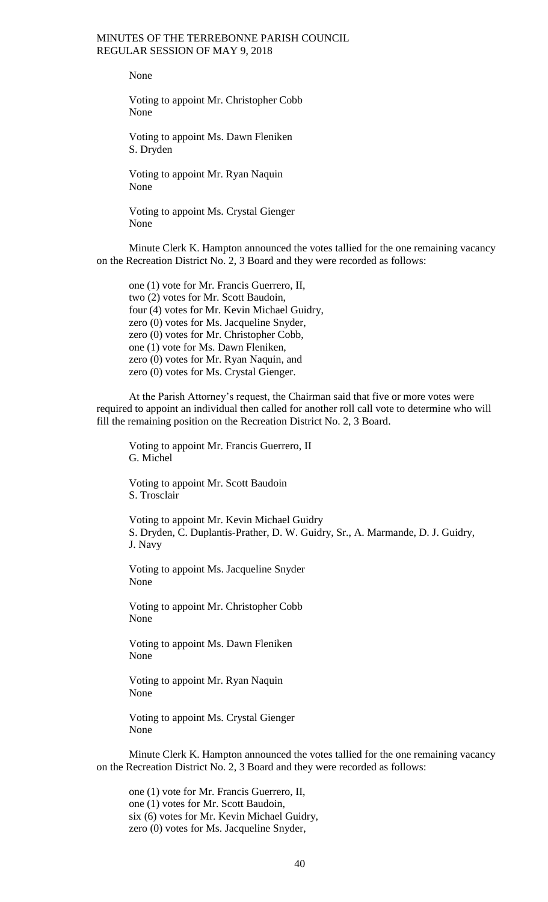None

Voting to appoint Mr. Christopher Cobb
None

Voting to appoint Ms. Dawn Fleniken
S. Dryden

Voting to appoint Mr. Ryan Naquin
None

Voting to appoint Ms. Crystal Gienger
None

Minute Clerk K. Hampton announced the votes tallied for the one remaining vacancy on the Recreation District No. 2, 3 Board and they were recorded as follows:

one (1) vote for Mr. Francis Guerrero, II,
two (2) votes for Mr. Scott Baudoin,
four (4) votes for Mr. Kevin Michael Guidry,
zero (0) votes for Ms. Jacqueline Snyder,
zero (0) votes for Mr. Christopher Cobb,
one (1) vote for Ms. Dawn Fleniken,
zero (0) votes for Mr. Ryan Naquin, and
zero (0) votes for Ms. Crystal Gienger.

At the Parish Attorney's request, the Chairman said that five or more votes were required to appoint an individual then called for another roll call vote to determine who will fill the remaining position on the Recreation District No. 2, 3 Board.

Voting to appoint Mr. Francis Guerrero, II
G. Michel

Voting to appoint Mr. Scott Baudoin
S. Trosclair

Voting to appoint Mr. Kevin Michael Guidry
S. Dryden, C. Duplantis-Prather, D. W. Guidry, Sr., A. Marmande, D. J. Guidry, J. Navy

Voting to appoint Ms. Jacqueline Snyder
None

Voting to appoint Mr. Christopher Cobb
None

Voting to appoint Ms. Dawn Fleniken
None

Voting to appoint Mr. Ryan Naquin
None

Voting to appoint Ms. Crystal Gienger
None

Minute Clerk K. Hampton announced the votes tallied for the one remaining vacancy on the Recreation District No. 2, 3 Board and they were recorded as follows:

one (1) vote for Mr. Francis Guerrero, II,
one (1) votes for Mr. Scott Baudoin,
six (6) votes for Mr. Kevin Michael Guidry,
zero (0) votes for Ms. Jacqueline Snyder,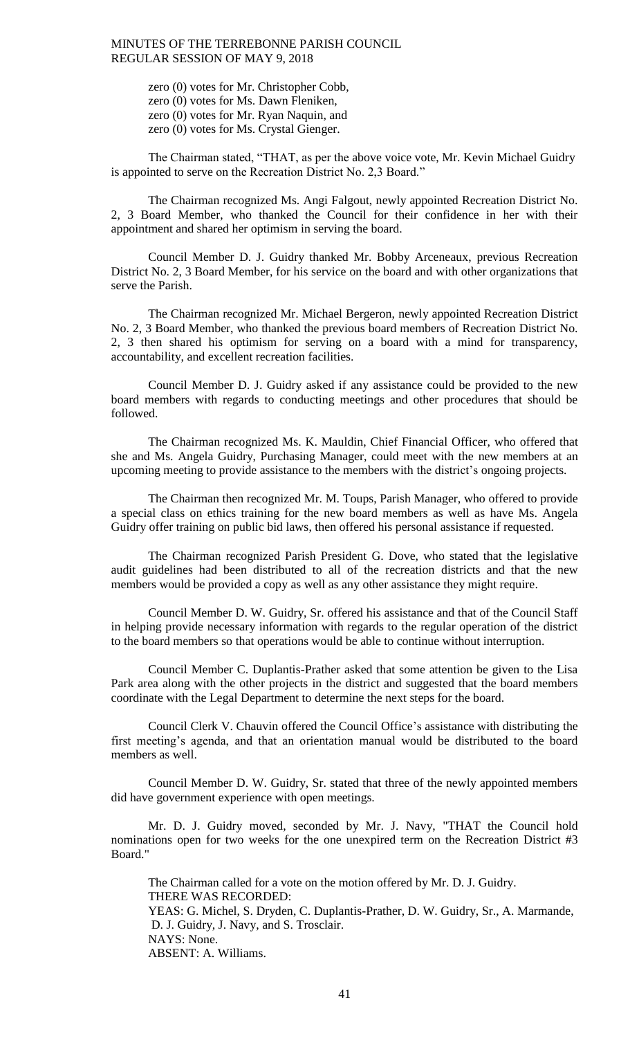zero (0) votes for Mr. Christopher Cobb,
zero (0) votes for Ms. Dawn Fleniken,
zero (0) votes for Mr. Ryan Naquin, and
zero (0) votes for Ms. Crystal Gienger.

The Chairman stated, "THAT, as per the above voice vote, Mr. Kevin Michael Guidry is appointed to serve on the Recreation District No. 2,3 Board."

The Chairman recognized Ms. Angi Falgout, newly appointed Recreation District No. 2, 3 Board Member, who thanked the Council for their confidence in her with their appointment and shared her optimism in serving the board.

Council Member D. J. Guidry thanked Mr. Bobby Arceneaux, previous Recreation District No. 2, 3 Board Member, for his service on the board and with other organizations that serve the Parish.

The Chairman recognized Mr. Michael Bergeron, newly appointed Recreation District No. 2, 3 Board Member, who thanked the previous board members of Recreation District No. 2, 3 then shared his optimism for serving on a board with a mind for transparency, accountability, and excellent recreation facilities.

Council Member D. J. Guidry asked if any assistance could be provided to the new board members with regards to conducting meetings and other procedures that should be followed.

The Chairman recognized Ms. K. Mauldin, Chief Financial Officer, who offered that she and Ms. Angela Guidry, Purchasing Manager, could meet with the new members at an upcoming meeting to provide assistance to the members with the district's ongoing projects.

The Chairman then recognized Mr. M. Toups, Parish Manager, who offered to provide a special class on ethics training for the new board members as well as have Ms. Angela Guidry offer training on public bid laws, then offered his personal assistance if requested.

The Chairman recognized Parish President G. Dove, who stated that the legislative audit guidelines had been distributed to all of the recreation districts and that the new members would be provided a copy as well as any other assistance they might require.

Council Member D. W. Guidry, Sr. offered his assistance and that of the Council Staff in helping provide necessary information with regards to the regular operation of the district to the board members so that operations would be able to continue without interruption.

Council Member C. Duplantis-Prather asked that some attention be given to the Lisa Park area along with the other projects in the district and suggested that the board members coordinate with the Legal Department to determine the next steps for the board.

Council Clerk V. Chauvin offered the Council Office's assistance with distributing the first meeting's agenda, and that an orientation manual would be distributed to the board members as well.

Council Member D. W. Guidry, Sr. stated that three of the newly appointed members did have government experience with open meetings.

Mr. D. J. Guidry moved, seconded by Mr. J. Navy, "THAT the Council hold nominations open for two weeks for the one unexpired term on the Recreation District #3 Board."

The Chairman called for a vote on the motion offered by Mr. D. J. Guidry.
THERE WAS RECORDED:
YEAS: G. Michel, S. Dryden, C. Duplantis-Prather, D. W. Guidry, Sr., A. Marmande, D. J. Guidry, J. Navy, and S. Trosclair.
NAYS: None.
ABSENT: A. Williams.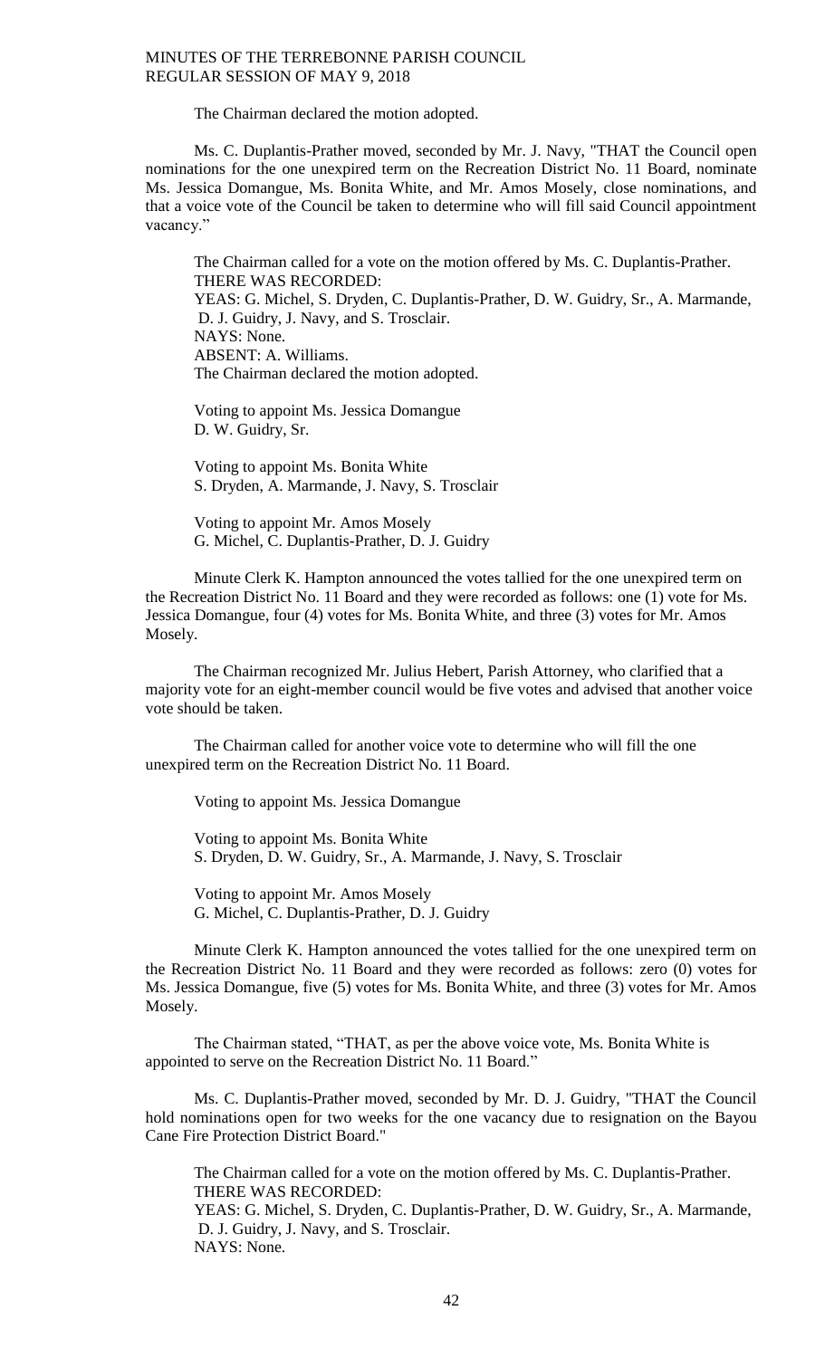The Chairman declared the motion adopted.

Ms. C. Duplantis-Prather moved, seconded by Mr. J. Navy, "THAT the Council open nominations for the one unexpired term on the Recreation District No. 11 Board, nominate Ms. Jessica Domangue, Ms. Bonita White, and Mr. Amos Mosely, close nominations, and that a voice vote of the Council be taken to determine who will fill said Council appointment vacancy."

The Chairman called for a vote on the motion offered by Ms. C. Duplantis-Prather.
THERE WAS RECORDED:
YEAS: G. Michel, S. Dryden, C. Duplantis-Prather, D. W. Guidry, Sr., A. Marmande, D. J. Guidry, J. Navy, and S. Trosclair.
NAYS: None.
ABSENT: A. Williams.
The Chairman declared the motion adopted.

Voting to appoint Ms. Jessica Domangue
D. W. Guidry, Sr.

Voting to appoint Ms. Bonita White
S. Dryden, A. Marmande, J. Navy, S. Trosclair

Voting to appoint Mr. Amos Mosely
G. Michel, C. Duplantis-Prather, D. J. Guidry

Minute Clerk K. Hampton announced the votes tallied for the one unexpired term on the Recreation District No. 11 Board and they were recorded as follows: one (1) vote for Ms. Jessica Domangue, four (4) votes for Ms. Bonita White, and three (3) votes for Mr. Amos Mosely.

The Chairman recognized Mr. Julius Hebert, Parish Attorney, who clarified that a majority vote for an eight-member council would be five votes and advised that another voice vote should be taken.

The Chairman called for another voice vote to determine who will fill the one unexpired term on the Recreation District No. 11 Board.

Voting to appoint Ms. Jessica Domangue

Voting to appoint Ms. Bonita White
S. Dryden, D. W. Guidry, Sr., A. Marmande, J. Navy, S. Trosclair

Voting to appoint Mr. Amos Mosely
G. Michel, C. Duplantis-Prather, D. J. Guidry

Minute Clerk K. Hampton announced the votes tallied for the one unexpired term on the Recreation District No. 11 Board and they were recorded as follows: zero (0) votes for Ms. Jessica Domangue, five (5) votes for Ms. Bonita White, and three (3) votes for Mr. Amos Mosely.

The Chairman stated, "THAT, as per the above voice vote, Ms. Bonita White is appointed to serve on the Recreation District No. 11 Board."

Ms. C. Duplantis-Prather moved, seconded by Mr. D. J. Guidry, "THAT the Council hold nominations open for two weeks for the one vacancy due to resignation on the Bayou Cane Fire Protection District Board."

The Chairman called for a vote on the motion offered by Ms. C. Duplantis-Prather.
THERE WAS RECORDED:
YEAS: G. Michel, S. Dryden, C. Duplantis-Prather, D. W. Guidry, Sr., A. Marmande, D. J. Guidry, J. Navy, and S. Trosclair.
NAYS: None.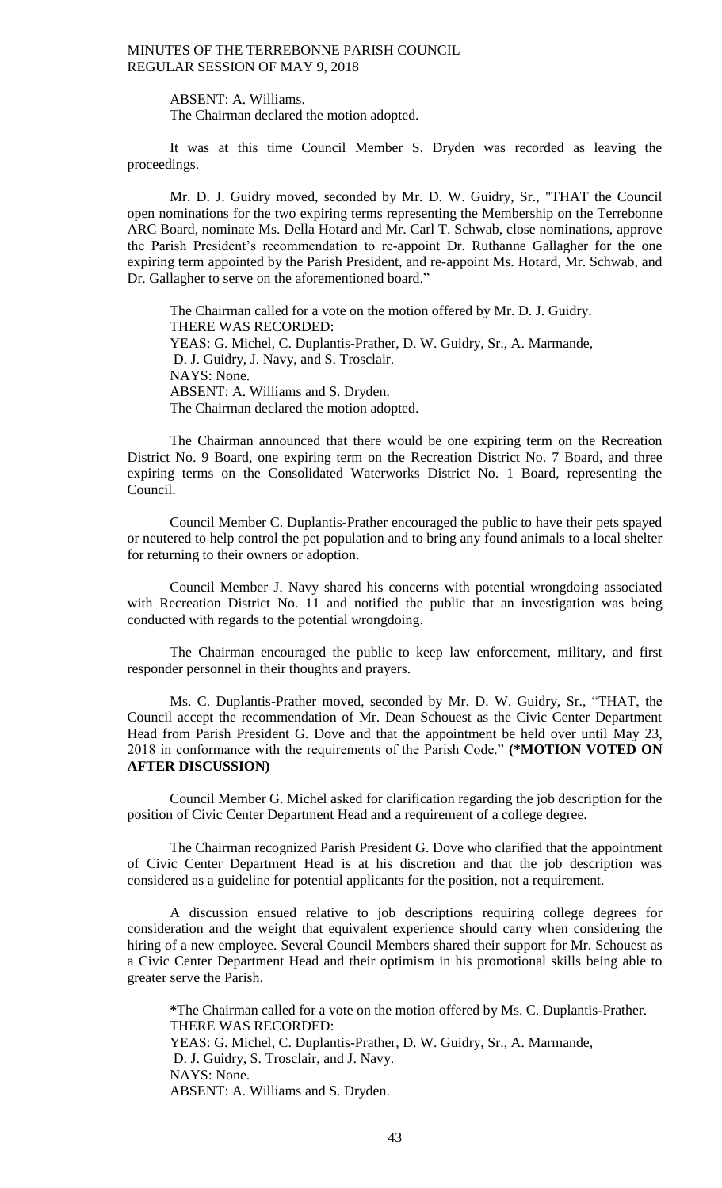ABSENT: A. Williams.
The Chairman declared the motion adopted.

It was at this time Council Member S. Dryden was recorded as leaving the proceedings.

Mr. D. J. Guidry moved, seconded by Mr. D. W. Guidry, Sr., "THAT the Council open nominations for the two expiring terms representing the Membership on the Terrebonne ARC Board, nominate Ms. Della Hotard and Mr. Carl T. Schwab, close nominations, approve the Parish President's recommendation to re-appoint Dr. Ruthanne Gallagher for the one expiring term appointed by the Parish President, and re-appoint Ms. Hotard, Mr. Schwab, and Dr. Gallagher to serve on the aforementioned board."

The Chairman called for a vote on the motion offered by Mr. D. J. Guidry.
THERE WAS RECORDED:
YEAS: G. Michel, C. Duplantis-Prather, D. W. Guidry, Sr., A. Marmande, D. J. Guidry, J. Navy, and S. Trosclair.
NAYS: None.
ABSENT: A. Williams and S. Dryden.
The Chairman declared the motion adopted.

The Chairman announced that there would be one expiring term on the Recreation District No. 9 Board, one expiring term on the Recreation District No. 7 Board, and three expiring terms on the Consolidated Waterworks District No. 1 Board, representing the Council.

Council Member C. Duplantis-Prather encouraged the public to have their pets spayed or neutered to help control the pet population and to bring any found animals to a local shelter for returning to their owners or adoption.

Council Member J. Navy shared his concerns with potential wrongdoing associated with Recreation District No. 11 and notified the public that an investigation was being conducted with regards to the potential wrongdoing.

The Chairman encouraged the public to keep law enforcement, military, and first responder personnel in their thoughts and prayers.

Ms. C. Duplantis-Prather moved, seconded by Mr. D. W. Guidry, Sr., "THAT, the Council accept the recommendation of Mr. Dean Schouest as the Civic Center Department Head from Parish President G. Dove and that the appointment be held over until May 23, 2018 in conformance with the requirements of the Parish Code." **(*MOTION VOTED ON AFTER DISCUSSION)**

Council Member G. Michel asked for clarification regarding the job description for the position of Civic Center Department Head and a requirement of a college degree.

The Chairman recognized Parish President G. Dove who clarified that the appointment of Civic Center Department Head is at his discretion and that the job description was considered as a guideline for potential applicants for the position, not a requirement.

A discussion ensued relative to job descriptions requiring college degrees for consideration and the weight that equivalent experience should carry when considering the hiring of a new employee. Several Council Members shared their support for Mr. Schouest as a Civic Center Department Head and their optimism in his promotional skills being able to greater serve the Parish.

*The Chairman called for a vote on the motion offered by Ms. C. Duplantis-Prather.
THERE WAS RECORDED:
YEAS: G. Michel, C. Duplantis-Prather, D. W. Guidry, Sr., A. Marmande, D. J. Guidry, S. Trosclair, and J. Navy.
NAYS: None.
ABSENT: A. Williams and S. Dryden.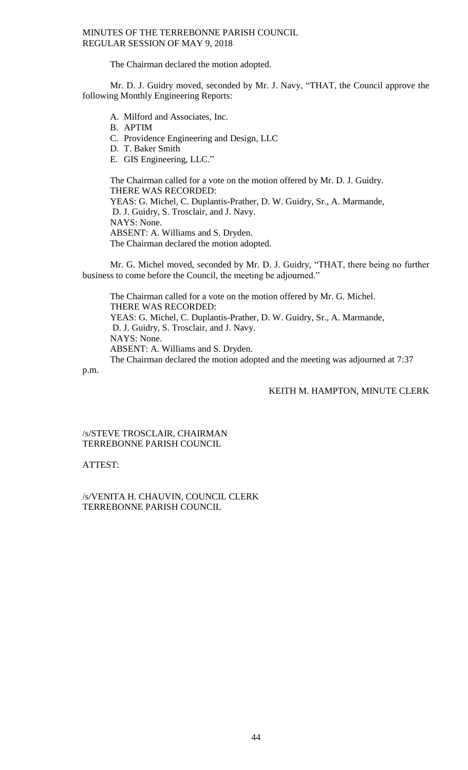The Chairman declared the motion adopted.

Mr. D. J. Guidry moved, seconded by Mr. J. Navy, "THAT, the Council approve the following Monthly Engineering Reports:

A. Milford and Associates, Inc.
B. APTIM
C. Providence Engineering and Design, LLC
D. T. Baker Smith
E. GIS Engineering, LLC."

The Chairman called for a vote on the motion offered by Mr. D. J. Guidry.
THERE WAS RECORDED:
YEAS: G. Michel, C. Duplantis-Prather, D. W. Guidry, Sr., A. Marmande, D. J. Guidry, S. Trosclair, and J. Navy.
NAYS: None.
ABSENT: A. Williams and S. Dryden.
The Chairman declared the motion adopted.

Mr. G. Michel moved, seconded by Mr. D. J. Guidry, "THAT, there being no further business to come before the Council, the meeting be adjourned."

The Chairman called for a vote on the motion offered by Mr. G. Michel.
THERE WAS RECORDED:
YEAS: G. Michel, C. Duplantis-Prather, D. W. Guidry, Sr., A. Marmande, D. J. Guidry, S. Trosclair, and J. Navy.
NAYS: None.
ABSENT: A. Williams and S. Dryden.
The Chairman declared the motion adopted and the meeting was adjourned at 7:37 p.m.

KEITH M. HAMPTON, MINUTE CLERK

/s/STEVE TROSCLAIR, CHAIRMAN
TERREBONNE PARISH COUNCIL

ATTEST:

/s/VENITA H. CHAUVIN, COUNCIL CLERK
TERREBONNE PARISH COUNCIL